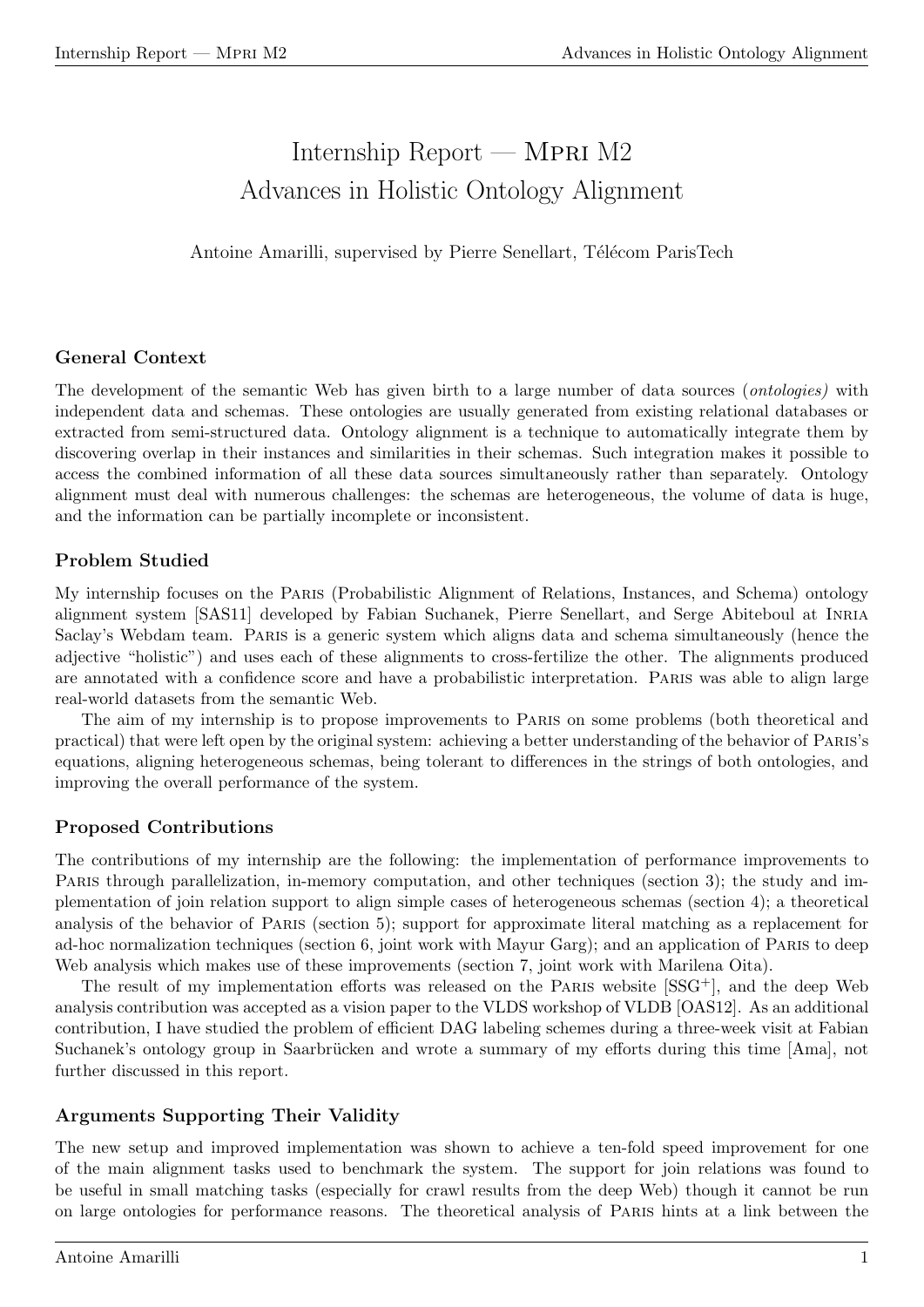# Internship Report — Mpri M2
# Advances in Holistic Ontology Alignment

Antoine Amarilli, supervised by Pierre Senellart, Télécom ParisTech

### General Context

The development of the semantic Web has given birth to a large number of data sources (*ontologies)* with independent data and schemas. These ontologies are usually generated from existing relational databases or extracted from semi-structured data. Ontology alignment is a technique to automatically integrate them by discovering overlap in their instances and similarities in their schemas. Such integration makes it possible to access the combined information of all these data sources simultaneously rather than separately. Ontology alignment must deal with numerous challenges: the schemas are heterogeneous, the volume of data is huge, and the information can be partially incomplete or inconsistent.

### Problem Studied

My internship focuses on the Paris (Probabilistic Alignment of Relations, Instances, and Schema) ontology alignment system [SAS11] developed by Fabian Suchanek, Pierre Senellart, and Serge Abiteboul at Inria Saclay's Webdam team. Paris is a generic system which aligns data and schema simultaneously (hence the adjective "holistic") and uses each of these alignments to cross-fertilize the other. The alignments produced are annotated with a confidence score and have a probabilistic interpretation. Paris was able to align large real-world datasets from the semantic Web.

The aim of my internship is to propose improvements to Paris on some problems (both theoretical and practical) that were left open by the original system: achieving a better understanding of the behavior of Paris's equations, aligning heterogeneous schemas, being tolerant to differences in the strings of both ontologies, and improving the overall performance of the system.

### Proposed Contributions

The contributions of my internship are the following: the implementation of performance improvements to Paris through parallelization, in-memory computation, and other techniques (section 3); the study and implementation of join relation support to align simple cases of heterogeneous schemas (section 4); a theoretical analysis of the behavior of Paris (section 5); support for approximate literal matching as a replacement for ad-hoc normalization techniques (section 6, joint work with Mayur Garg); and an application of Paris to deep Web analysis which makes use of these improvements (section 7, joint work with Marilena Oita).

The result of my implementation efforts was released on the Paris website [SSG+], and the deep Web analysis contribution was accepted as a vision paper to the VLDS workshop of VLDB [OAS12]. As an additional contribution, I have studied the problem of efficient DAG labeling schemes during a three-week visit at Fabian Suchanek's ontology group in Saarbrücken and wrote a summary of my efforts during this time [Ama], not further discussed in this report.

### Arguments Supporting Their Validity

The new setup and improved implementation was shown to achieve a ten-fold speed improvement for one of the main alignment tasks used to benchmark the system. The support for join relations was found to be useful in small matching tasks (especially for crawl results from the deep Web) though it cannot be run on large ontologies for performance reasons. The theoretical analysis of Paris hints at a link between the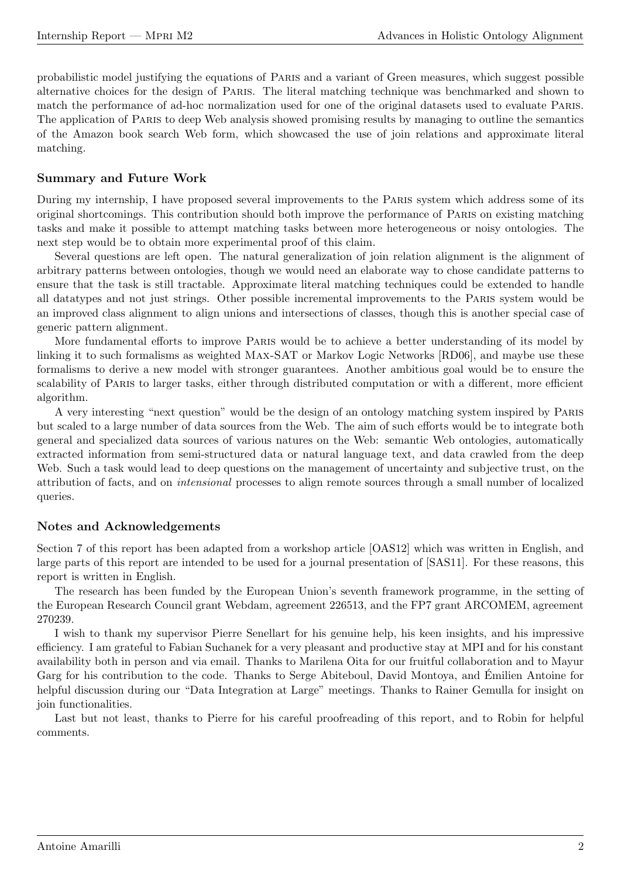probabilistic model justifying the equations of Paris and a variant of Green measures, which suggest possible alternative choices for the design of Paris. The literal matching technique was benchmarked and shown to match the performance of ad-hoc normalization used for one of the original datasets used to evaluate Paris. The application of Paris to deep Web analysis showed promising results by managing to outline the semantics of the Amazon book search Web form, which showcased the use of join relations and approximate literal matching.

### Summary and Future Work

During my internship, I have proposed several improvements to the Paris system which address some of its original shortcomings. This contribution should both improve the performance of Paris on existing matching tasks and make it possible to attempt matching tasks between more heterogeneous or noisy ontologies. The next step would be to obtain more experimental proof of this claim.

Several questions are left open. The natural generalization of join relation alignment is the alignment of arbitrary patterns between ontologies, though we would need an elaborate way to chose candidate patterns to ensure that the task is still tractable. Approximate literal matching techniques could be extended to handle all datatypes and not just strings. Other possible incremental improvements to the Paris system would be an improved class alignment to align unions and intersections of classes, though this is another special case of generic pattern alignment.

More fundamental efforts to improve Paris would be to achieve a better understanding of its model by linking it to such formalisms as weighted Max-SAT or Markov Logic Networks [RD06], and maybe use these formalisms to derive a new model with stronger guarantees. Another ambitious goal would be to ensure the scalability of Paris to larger tasks, either through distributed computation or with a different, more efficient algorithm.

A very interesting "next question" would be the design of an ontology matching system inspired by Paris but scaled to a large number of data sources from the Web. The aim of such efforts would be to integrate both general and specialized data sources of various natures on the Web: semantic Web ontologies, automatically extracted information from semi-structured data or natural language text, and data crawled from the deep Web. Such a task would lead to deep questions on the management of uncertainty and subjective trust, on the attribution of facts, and on *intensional* processes to align remote sources through a small number of localized queries.

### Notes and Acknowledgements

Section 7 of this report has been adapted from a workshop article [OAS12] which was written in English, and large parts of this report are intended to be used for a journal presentation of [SAS11]. For these reasons, this report is written in English.

The research has been funded by the European Union's seventh framework programme, in the setting of the European Research Council grant Webdam, agreement 226513, and the FP7 grant ARCOMEM, agreement 270239.

I wish to thank my supervisor Pierre Senellart for his genuine help, his keen insights, and his impressive efficiency. I am grateful to Fabian Suchanek for a very pleasant and productive stay at MPI and for his constant availability both in person and via email. Thanks to Marilena Oita for our fruitful collaboration and to Mayur Garg for his contribution to the code. Thanks to Serge Abiteboul, David Montoya, and Émilien Antoine for helpful discussion during our "Data Integration at Large" meetings. Thanks to Rainer Gemulla for insight on join functionalities.

Last but not least, thanks to Pierre for his careful proofreading of this report, and to Robin for helpful comments.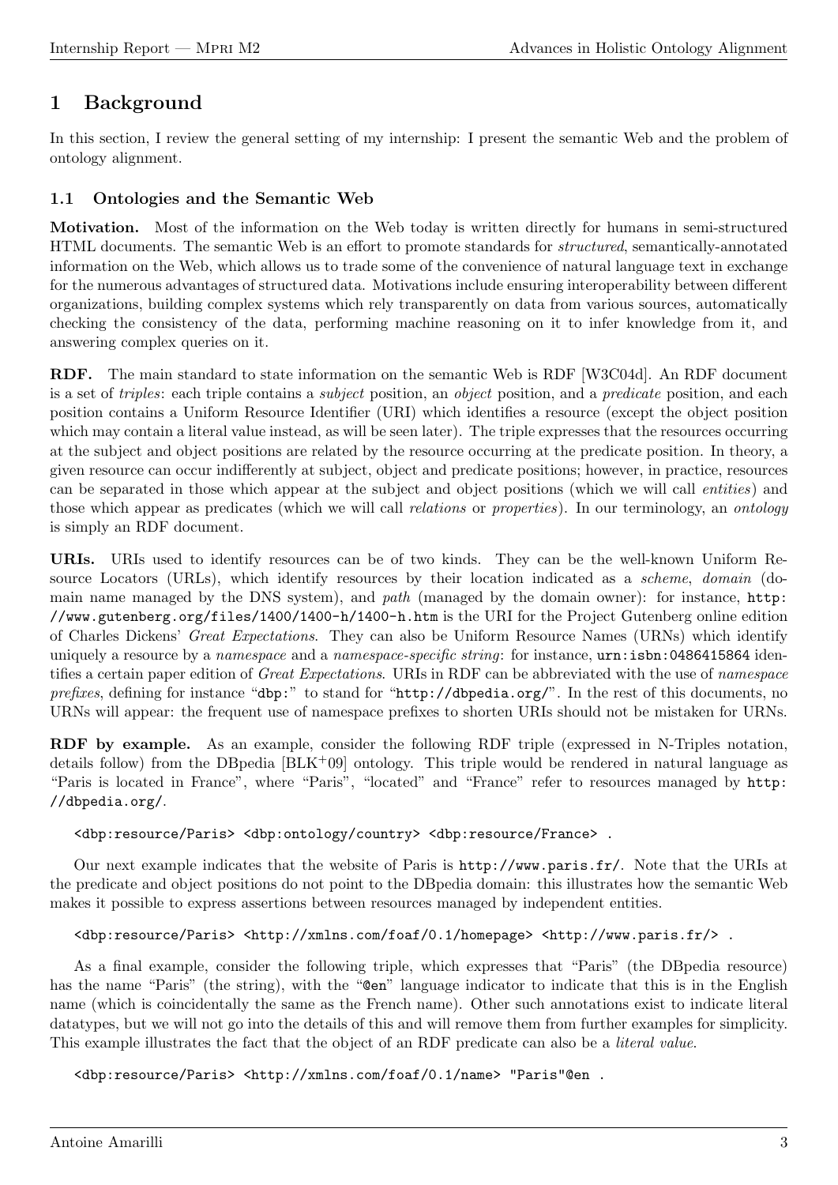# 1 Background

In this section, I review the general setting of my internship: I present the semantic Web and the problem of ontology alignment.

## 1.1 Ontologies and the Semantic Web

**Motivation.** Most of the information on the Web today is written directly for humans in semi-structured HTML documents. The semantic Web is an effort to promote standards for *structured*, semantically-annotated information on the Web, which allows us to trade some of the convenience of natural language text in exchange for the numerous advantages of structured data. Motivations include ensuring interoperability between different organizations, building complex systems which rely transparently on data from various sources, automatically checking the consistency of the data, performing machine reasoning on it to infer knowledge from it, and answering complex queries on it.

**RDF.** The main standard to state information on the semantic Web is RDF [W3C04d]. An RDF document is a set of *triples*: each triple contains a *subject* position, an *object* position, and a *predicate* position, and each position contains a Uniform Resource Identifier (URI) which identifies a resource (except the object position which may contain a literal value instead, as will be seen later). The triple expresses that the resources occurring at the subject and object positions are related by the resource occurring at the predicate position. In theory, a given resource can occur indifferently at subject, object and predicate positions; however, in practice, resources can be separated in those which appear at the subject and object positions (which we will call *entities*) and those which appear as predicates (which we will call *relations* or *properties*). In our terminology, an *ontology* is simply an RDF document.

**URIs.** URIs used to identify resources can be of two kinds. They can be the well-known Uniform Resource Locators (URLs), which identify resources by their location indicated as a *scheme*, *domain* (domain name managed by the DNS system), and *path* (managed by the domain owner): for instance, `http://www.gutenberg.org/files/1400/1400-h/1400-h.htm` is the URI for the Project Gutenberg online edition of Charles Dickens' *Great Expectations*. They can also be Uniform Resource Names (URNs) which identify uniquely a resource by a *namespace* and a *namespace-specific string*: for instance, `urn:isbn:0486415864` identifies a certain paper edition of *Great Expectations*. URIs in RDF can be abbreviated with the use of *namespace prefixes*, defining for instance "`dbp:`" to stand for "`http://dbpedia.org/`". In the rest of this documents, no URNs will appear: the frequent use of namespace prefixes to shorten URIs should not be mistaken for URNs.

**RDF by example.** As an example, consider the following RDF triple (expressed in N-Triples notation, details follow) from the DBpedia [BLK+09] ontology. This triple would be rendered in natural language as "Paris is located in France", where "Paris", "located" and "France" refer to resources managed by `http://dbpedia.org/`.

```
<dbp:resource/Paris> <dbp:ontology/country> <dbp:resource/France> .
```

Our next example indicates that the website of Paris is `http://www.paris.fr/`. Note that the URIs at the predicate and object positions do not point to the DBpedia domain: this illustrates how the semantic Web makes it possible to express assertions between resources managed by independent entities.

```
<dbp:resource/Paris> <http://xmlns.com/foaf/0.1/homepage> <http://www.paris.fr/> .
```

As a final example, consider the following triple, which expresses that "Paris" (the DBpedia resource) has the name "Paris" (the string), with the "`@en`" language indicator to indicate that this is in the English name (which is coincidentally the same as the French name). Other such annotations exist to indicate literal datatypes, but we will not go into the details of this and will remove them from further examples for simplicity. This example illustrates the fact that the object of an RDF predicate can also be a *literal value*.

```
<dbp:resource/Paris> <http://xmlns.com/foaf/0.1/name> "Paris"@en .
```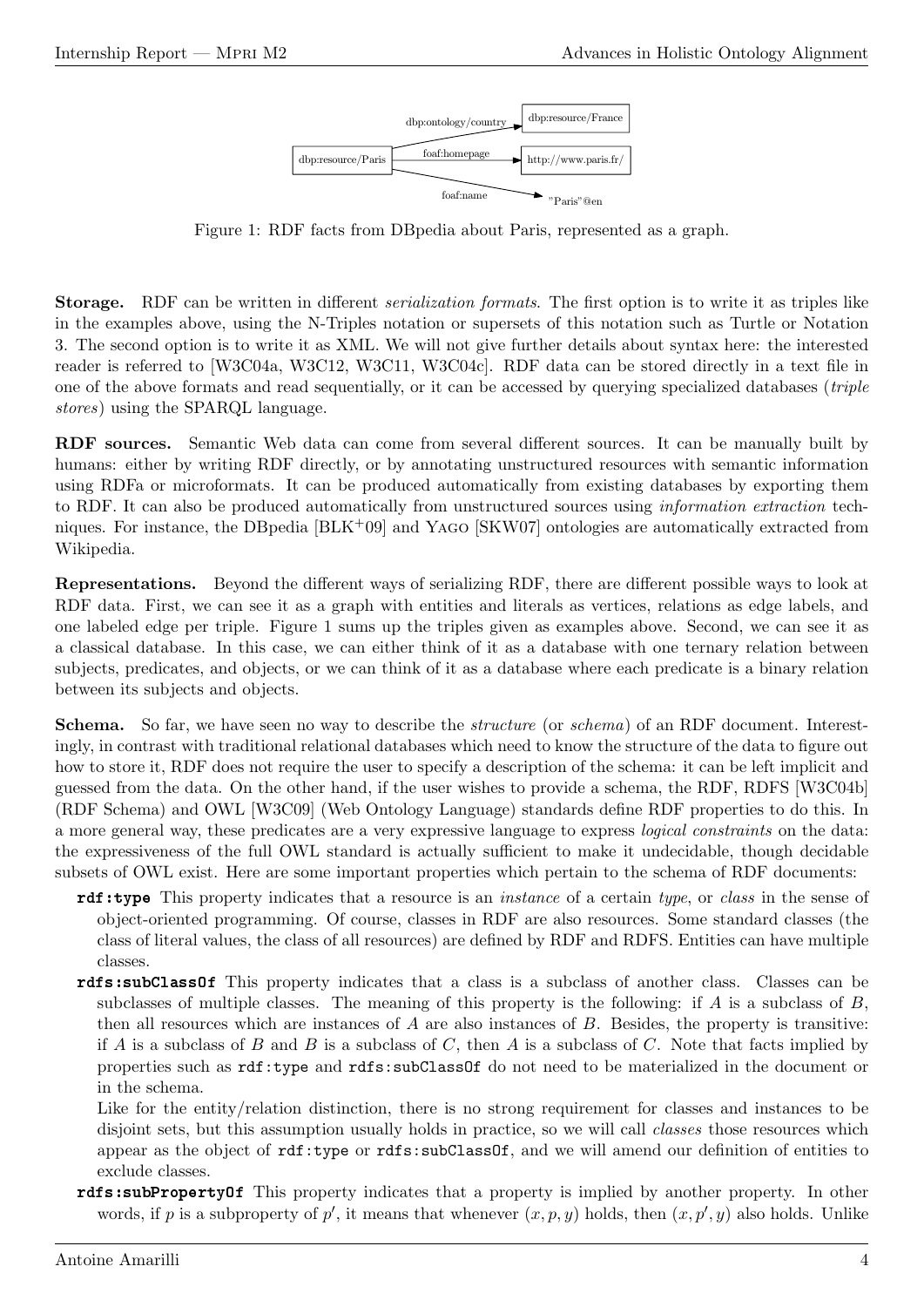Figure 1: RDF facts from DBpedia about Paris, represented as a graph.

**Storage.** RDF can be written in different *serialization formats*. The first option is to write it as triples like in the examples above, using the N-Triples notation or supersets of this notation such as Turtle or Notation 3. The second option is to write it as XML. We will not give further details about syntax here: the interested reader is referred to [W3C04a, W3C12, W3C11, W3C04c]. RDF data can be stored directly in a text file in one of the above formats and read sequentially, or it can be accessed by querying specialized databases (*triple stores*) using the SPARQL language.

**RDF sources.** Semantic Web data can come from several different sources. It can be manually built by humans: either by writing RDF directly, or by annotating unstructured resources with semantic information using RDFa or microformats. It can be produced automatically from existing databases by exporting them to RDF. It can also be produced automatically from unstructured sources using *information extraction* techniques. For instance, the DBpedia [BLK+09] and Yago [SKW07] ontologies are automatically extracted from Wikipedia.

**Representations.** Beyond the different ways of serializing RDF, there are different possible ways to look at RDF data. First, we can see it as a graph with entities and literals as vertices, relations as edge labels, and one labeled edge per triple. Figure 1 sums up the triples given as examples above. Second, we can see it as a classical database. In this case, we can either think of it as a database with one ternary relation between subjects, predicates, and objects, or we can think of it as a database where each predicate is a binary relation between its subjects and objects.

**Schema.** So far, we have seen no way to describe the *structure* (or *schema*) of an RDF document. Interestingly, in contrast with traditional relational databases which need to know the structure of the data to figure out how to store it, RDF does not require the user to specify a description of the schema: it can be left implicit and guessed from the data. On the other hand, if the user wishes to provide a schema, the RDF, RDFS [W3C04b] (RDF Schema) and OWL [W3C09] (Web Ontology Language) standards define RDF properties to do this. In a more general way, these predicates are a very expressive language to express *logical constraints* on the data: the expressiveness of the full OWL standard is actually sufficient to make it undecidable, though decidable subsets of OWL exist. Here are some important properties which pertain to the schema of RDF documents:

**`rdf:type`** This property indicates that a resource is an *instance* of a certain *type*, or *class* in the sense of object-oriented programming. Of course, classes in RDF are also resources. Some standard classes (the class of literal values, the class of all resources) are defined by RDF and RDFS. Entities can have multiple classes.

**`rdfs:subClassOf`** This property indicates that a class is a subclass of another class. Classes can be subclasses of multiple classes. The meaning of this property is the following: if $A$ is a subclass of $B$, then all resources which are instances of $A$ are also instances of $B$. Besides, the property is transitive: if $A$ is a subclass of $B$ and $B$ is a subclass of $C$, then $A$ is a subclass of $C$. Note that facts implied by properties such as `rdf:type` and `rdfs:subClassOf` do not need to be materialized in the document or in the schema.

Like for the entity/relation distinction, there is no strong requirement for classes and instances to be disjoint sets, but this assumption usually holds in practice, so we will call *classes* those resources which appear as the object of `rdf:type` or `rdfs:subClassOf`, and we will amend our definition of entities to exclude classes.

**`rdfs:subPropertyOf`** This property indicates that a property is implied by another property. In other words, if $p$ is a subproperty of $p'$, it means that whenever $(x, p, y)$ holds, then $(x, p', y)$ also holds. Unlike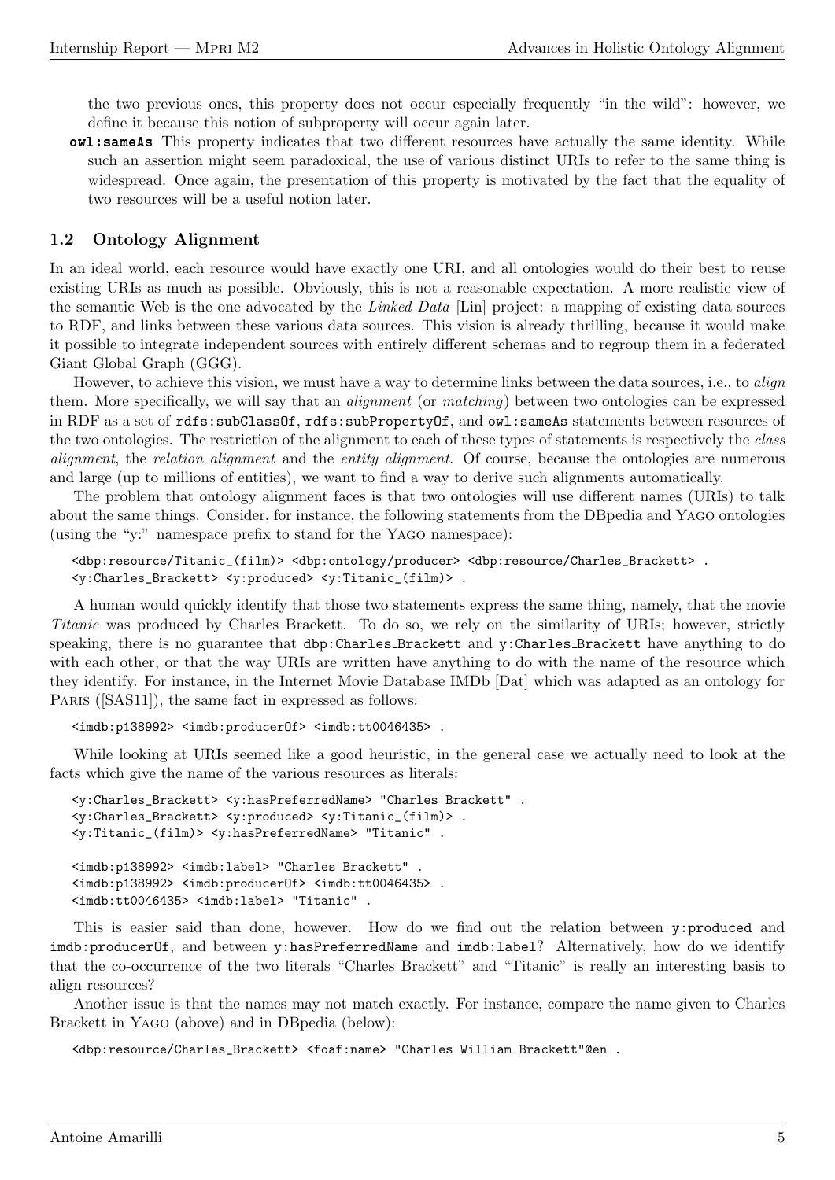the two previous ones, this property does not occur especially frequently "in the wild": however, we define it because this notion of subproperty will occur again later.

**owl:sameAs** This property indicates that two different resources have actually the same identity. While such an assertion might seem paradoxical, the use of various distinct URIs to refer to the same thing is widespread. Once again, the presentation of this property is motivated by the fact that the equality of two resources will be a useful notion later.

### 1.2 Ontology Alignment

In an ideal world, each resource would have exactly one URI, and all ontologies would do their best to reuse existing URIs as much as possible. Obviously, this is not a reasonable expectation. A more realistic view of the semantic Web is the one advocated by the *Linked Data* [Lin] project: a mapping of existing data sources to RDF, and links between these various data sources. This vision is already thrilling, because it would make it possible to integrate independent sources with entirely different schemas and to regroup them in a federated Giant Global Graph (GGG).

However, to achieve this vision, we must have a way to determine links between the data sources, i.e., to *align* them. More specifically, we will say that an *alignment* (or *matching*) between two ontologies can be expressed in RDF as a set of `rdfs:subClassOf`, `rdfs:subPropertyOf`, and `owl:sameAs` statements between resources of the two ontologies. The restriction of the alignment to each of these types of statements is respectively the *class alignment*, the *relation alignment* and the *entity alignment*. Of course, because the ontologies are numerous and large (up to millions of entities), we want to find a way to derive such alignments automatically.

The problem that ontology alignment faces is that two ontologies will use different names (URIs) to talk about the same things. Consider, for instance, the following statements from the DBpedia and Yago ontologies (using the "y:" namespace prefix to stand for the Yago namespace):

```
<dbp:resource/Titanic_(film)> <dbp:ontology/producer> <dbp:resource/Charles_Brackett> .
<y:Charles_Brackett> <y:produced> <y:Titanic_(film)> .
```

A human would quickly identify that those two statements express the same thing, namely, that the movie *Titanic* was produced by Charles Brackett. To do so, we rely on the similarity of URIs; however, strictly speaking, there is no guarantee that `dbp:Charles_Brackett` and `y:Charles_Brackett` have anything to do with each other, or that the way URIs are written have anything to do with the name of the resource which they identify. For instance, in the Internet Movie Database IMDb [Dat] which was adapted as an ontology for Paris ([SAS11]), the same fact in expressed as follows:

```
<imdb:p138992> <imdb:producerOf> <imdb:tt0046435> .
```

While looking at URIs seemed like a good heuristic, in the general case we actually need to look at the facts which give the name of the various resources as literals:

```
<y:Charles_Brackett> <y:hasPreferredName> "Charles Brackett" .
<y:Charles_Brackett> <y:produced> <y:Titanic_(film)> .
<y:Titanic_(film)> <y:hasPreferredName> "Titanic" .

<imdb:p138992> <imdb:label> "Charles Brackett" .
<imdb:p138992> <imdb:producerOf> <imdb:tt0046435> .
<imdb:tt0046435> <imdb:label> "Titanic" .
```

This is easier said than done, however. How do we find out the relation between `y:produced` and `imdb:producerOf`, and between `y:hasPreferredName` and `imdb:label`? Alternatively, how do we identify that the co-occurrence of the two literals "Charles Brackett" and "Titanic" is really an interesting basis to align resources?

Another issue is that the names may not match exactly. For instance, compare the name given to Charles Brackett in Yago (above) and in DBpedia (below):

```
<dbp:resource/Charles_Brackett> <foaf:name> "Charles William Brackett"@en .
```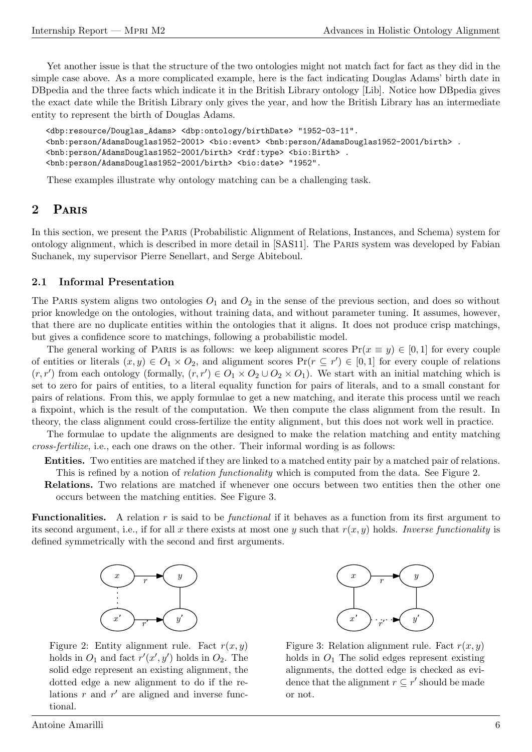Yet another issue is that the structure of the two ontologies might not match fact for fact as they did in the simple case above. As a more complicated example, here is the fact indicating Douglas Adams' birth date in DBpedia and the three facts which indicate it in the British Library ontology [Lib]. Notice how DBpedia gives the exact date while the British Library only gives the year, and how the British Library has an intermediate entity to represent the birth of Douglas Adams.

```
<dbp:resource/Douglas_Adams> <dbp:ontology/birthDate> "1952-03-11".
<bnb:person/AdamsDouglas1952-2001> <bio:event> <bnb:person/AdamsDouglas1952-2001/birth> .
<bnb:person/AdamsDouglas1952-2001/birth> <rdf:type> <bio:Birth> .
<bnb:person/AdamsDouglas1952-2001/birth> <bio:date> "1952".
```

These examples illustrate why ontology matching can be a challenging task.

## 2 Paris

In this section, we present the Paris (Probabilistic Alignment of Relations, Instances, and Schema) system for ontology alignment, which is described in more detail in [SAS11]. The Paris system was developed by Fabian Suchanek, my supervisor Pierre Senellart, and Serge Abiteboul.

### 2.1 Informal Presentation

The Paris system aligns two ontologies $O_1$ and $O_2$ in the sense of the previous section, and does so without prior knowledge on the ontologies, without training data, and without parameter tuning. It assumes, however, that there are no duplicate entities within the ontologies that it aligns. It does not produce crisp matchings, but gives a confidence score to matchings, following a probabilistic model.

The general working of Paris is as follows: we keep alignment scores $\Pr(x \equiv y) \in [0,1]$ for every couple of entities or literals $(x,y) \in O_1 \times O_2$, and alignment scores $\Pr(r \subseteq r') \in [0,1]$ for every couple of relations $(r,r')$ from each ontology (formally, $(r,r') \in O_1 \times O_2 \cup O_2 \times O_1$). We start with an initial matching which is set to zero for pairs of entities, to a literal equality function for pairs of literals, and to a small constant for pairs of relations. From this, we apply formulae to get a new matching, and iterate this process until we reach a fixpoint, which is the result of the computation. We then compute the class alignment from the result. In theory, the class alignment could cross-fertilize the entity alignment, but this does not work well in practice.

The formulae to update the alignments are designed to make the relation matching and entity matching *cross-fertilize*, i.e., each one draws on the other. Their informal wording is as follows:

- **Entities.** Two entities are matched if they are linked to a matched entity pair by a matched pair of relations. This is refined by a notion of *relation functionality* which is computed from the data. See Figure 2.
- **Relations.** Two relations are matched if whenever one occurs between two entities then the other one occurs between the matching entities. See Figure 3.

**Functionalities.** A relation $r$ is said to be *functional* if it behaves as a function from its first argument to its second argument, i.e., if for all $x$ there exists at most one $y$ such that $r(x,y)$ holds. *Inverse functionality* is defined symmetrically with the second and first arguments.

Figure 2: Entity alignment rule. Fact $r(x,y)$ holds in $O_1$ and fact $r'(x',y')$ holds in $O_2$. The solid edge represent an existing alignment, the dotted edge a new alignment to do if the relations $r$ and $r'$ are aligned and inverse functional.

Figure 3: Relation alignment rule. Fact $r(x,y)$ holds in $O_1$ The solid edges represent existing alignments, the dotted edge is checked as evidence that the alignment $r \subseteq r'$ should be made or not.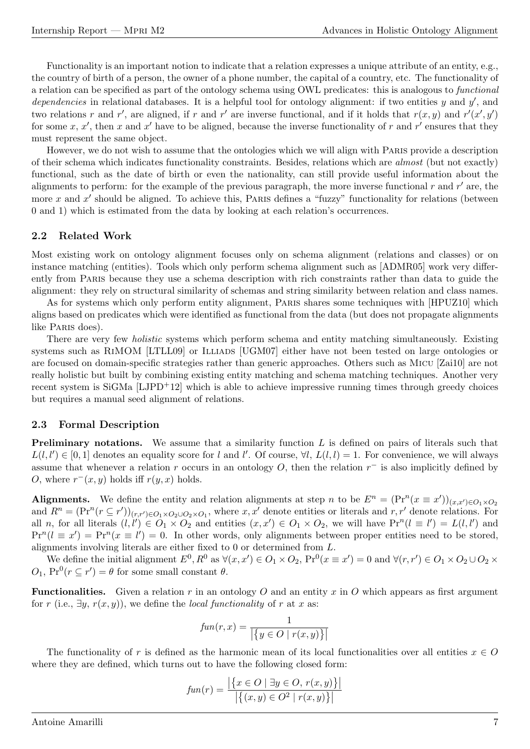Functionality is an important notion to indicate that a relation expresses a unique attribute of an entity, e.g., the country of birth of a person, the owner of a phone number, the capital of a country, etc. The functionality of a relation can be specified as part of the ontology schema using OWL predicates: this is analogous to *functional dependencies* in relational databases. It is a helpful tool for ontology alignment: if two entities $y$ and $y'$, and two relations $r$ and $r'$, are aligned, if $r$ and $r'$ are inverse functional, and if it holds that $r(x, y)$ and $r'(x', y')$ for some $x$, $x'$, then $x$ and $x'$ have to be aligned, because the inverse functionality of $r$ and $r'$ ensures that they must represent the same object.

However, we do not wish to assume that the ontologies which we will align with Paris provide a description of their schema which indicates functionality constraints. Besides, relations which are *almost* (but not exactly) functional, such as the date of birth or even the nationality, can still provide useful information about the alignments to perform: for the example of the previous paragraph, the more inverse functional $r$ and $r'$ are, the more $x$ and $x'$ should be aligned. To achieve this, Paris defines a "fuzzy" functionality for relations (between 0 and 1) which is estimated from the data by looking at each relation's occurrences.

## 2.2 Related Work

Most existing work on ontology alignment focuses only on schema alignment (relations and classes) or on instance matching (entities). Tools which only perform schema alignment such as [ADMR05] work very differently from Paris because they use a schema description with rich constraints rather than data to guide the alignment: they rely on structural similarity of schemas and string similarity between relation and class names.

As for systems which only perform entity alignment, Paris shares some techniques with [HPUZ10] which aligns based on predicates which were identified as functional from the data (but does not propagate alignments like Paris does).

There are very few *holistic* systems which perform schema and entity matching simultaneously. Existing systems such as RiMOM [LTLL09] or Illiads [UGM07] either have not been tested on large ontologies or are focused on domain-specific strategies rather than generic approaches. Others such as Micu [Zai10] are not really holistic but built by combining existing entity matching and schema matching techniques. Another very recent system is SiGMa [LJPD+12] which is able to achieve impressive running times through greedy choices but requires a manual seed alignment of relations.

## 2.3 Formal Description

**Preliminary notations.** We assume that a similarity function $L$ is defined on pairs of literals such that $L(l, l') \in [0, 1]$ denotes an equality score for $l$ and $l'$. Of course, $\forall l$, $L(l, l) = 1$. For convenience, we will always assume that whenever a relation $r$ occurs in an ontology $O$, then the relation $r^-$ is also implicitly defined by $O$, where $r^-(x, y)$ holds iff $r(y, x)$ holds.

**Alignments.** We define the entity and relation alignments at step $n$ to be $E^n = (\Pr^n(x \equiv x'))_{(x,x') \in O_1 \times O_2}$ and $R^n = (\Pr^n(r \subseteq r'))_{(r,r') \in O_1 \times O_2 \cup O_2 \times O_1}$, where $x, x'$ denote entities or literals and $r, r'$ denote relations. For all $n$, for all literals $(l, l') \in O_1 \times O_2$ and entities $(x, x') \in O_1 \times O_2$, we will have $\Pr^n(l \equiv l') = L(l, l')$ and $\Pr^n(l \equiv x') = \Pr^n(x \equiv l') = 0$. In other words, only alignments between proper entities need to be stored, alignments involving literals are either fixed to 0 or determined from $L$.

We define the initial alignment $E^0, R^0$ as $\forall (x, x') \in O_1 \times O_2$, $\Pr^0(x \equiv x') = 0$ and $\forall (r, r') \in O_1 \times O_2 \cup O_2 \times O_1$, $\Pr^0(r \subseteq r') = \theta$ for some small constant $\theta$.

**Functionalities.** Given a relation $r$ in an ontology $O$ and an entity $x$ in $O$ which appears as first argument for $r$ (i.e., $\exists y$, $r(x, y)$), we define the *local functionality* of $r$ at $x$ as:

$$fun(r, x) = \frac{1}{\left|\left\{y \in O \mid r(x, y)\right\}\right|}$$

The functionality of $r$ is defined as the harmonic mean of its local functionalities over all entities $x \in O$ where they are defined, which turns out to have the following closed form:

$$fun(r) = \frac{\left|\left\{x \in O \mid \exists y \in O,\ r(x, y)\right\}\right|}{\left|\left\{(x, y) \in O^2 \mid r(x, y)\right\}\right|}$$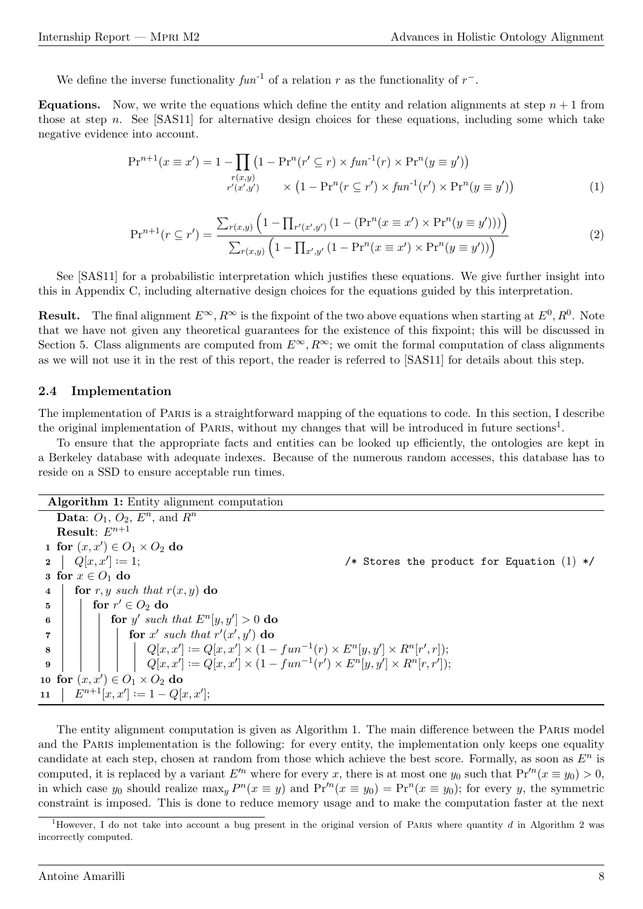We define the inverse functionality $fun^{-1}$ of a relation $r$ as the functionality of $r^-$.

**Equations.** Now, we write the equations which define the entity and relation alignments at step $n+1$ from those at step $n$. See [SAS11] for alternative design choices for these equations, including some which take negative evidence into account.

$$\Pr^{n+1}(x \equiv x') = 1 - \prod_{\substack{r(x,y) \\ r'(x',y')}} \left(1 - \Pr^n(r' \subseteq r) \times fun^{-1}(r) \times \Pr^n(y \equiv y')\right) \times \left(1 - \Pr^n(r \subseteq r') \times fun^{-1}(r') \times \Pr^n(y \equiv y')\right) \tag{1}$$

$$\Pr^{n+1}(r \subseteq r') = \frac{\sum_{r(x,y)} \left(1 - \prod_{r'(x',y')} \left(1 - \left(\Pr^n(x \equiv x') \times \Pr^n(y \equiv y')\right)\right)\right)}{\sum_{r(x,y)} \left(1 - \prod_{x',y'} \left(1 - \Pr^n(x \equiv x') \times \Pr^n(y \equiv y')\right)\right)} \tag{2}$$

See [SAS11] for a probabilistic interpretation which justifies these equations. We give further insight into this in Appendix C, including alternative design choices for the equations guided by this interpretation.

**Result.** The final alignment $E^\infty, R^\infty$ is the fixpoint of the two above equations when starting at $E^0, R^0$. Note that we have not given any theoretical guarantees for the existence of this fixpoint; this will be discussed in Section 5. Class alignments are computed from $E^\infty, R^\infty$; we omit the formal computation of class alignments as we will not use it in the rest of this report, the reader is referred to [SAS11] for details about this step.

### 2.4 Implementation

The implementation of Paris is a straightforward mapping of the equations to code. In this section, I describe the original implementation of Paris, without my changes that will be introduced in future sections[1].

To ensure that the appropriate facts and entities can be looked up efficiently, the ontologies are kept in a Berkeley database with adequate indexes. Because of the numerous random accesses, this database has to reside on a SSD to ensure acceptable run times.

**Algorithm 1:** Entity alignment computation

**Data**: $O_1$, $O_2$, $E^n$, and $R^n$
**Result**: $E^{n+1}$

```
1  for (x, x') ∈ O1 × O2 do
2  |  Q[x, x'] := 1;                              /* Stores the product for Equation (1) */
3  for x ∈ O1 do
4  |  for r, y such that r(x, y) do
5  |  |  for r' ∈ O2 do
6  |  |  |  for y' such that E^n[y, y'] > 0 do
7  |  |  |  |  for x' such that r'(x', y') do
8  |  |  |  |  |  Q[x, x'] := Q[x, x'] × (1 − fun^{-1}(r) × E^n[y, y'] × R^n[r', r]);
9  |  |  |  |  |  Q[x, x'] := Q[x, x'] × (1 − fun^{-1}(r') × E^n[y, y'] × R^n[r, r']);
10 for (x, x') ∈ O1 × O2 do
11 |  E^{n+1}[x, x'] := 1 − Q[x, x'];
```

The entity alignment computation is given as Algorithm 1. The main difference between the Paris model and the Paris implementation is the following: for every entity, the implementation only keeps one equality candidate at each step, chosen at random from those which achieve the best score. Formally, as soon as $E^n$ is computed, it is replaced by a variant $E'^n$ where for every $x$, there is at most one $y_0$ such that $\Pr'^n(x \equiv y_0) > 0$, in which case $y_0$ should realize $\max_y P^n(x \equiv y)$ and $\Pr'^n(x \equiv y_0) = \Pr^n(x \equiv y_0)$; for every $y$, the symmetric constraint is imposed. This is done to reduce memory usage and to make the computation faster at the next

[1] However, I do not take into account a bug present in the original version of Paris where quantity $d$ in Algorithm 2 was incorrectly computed.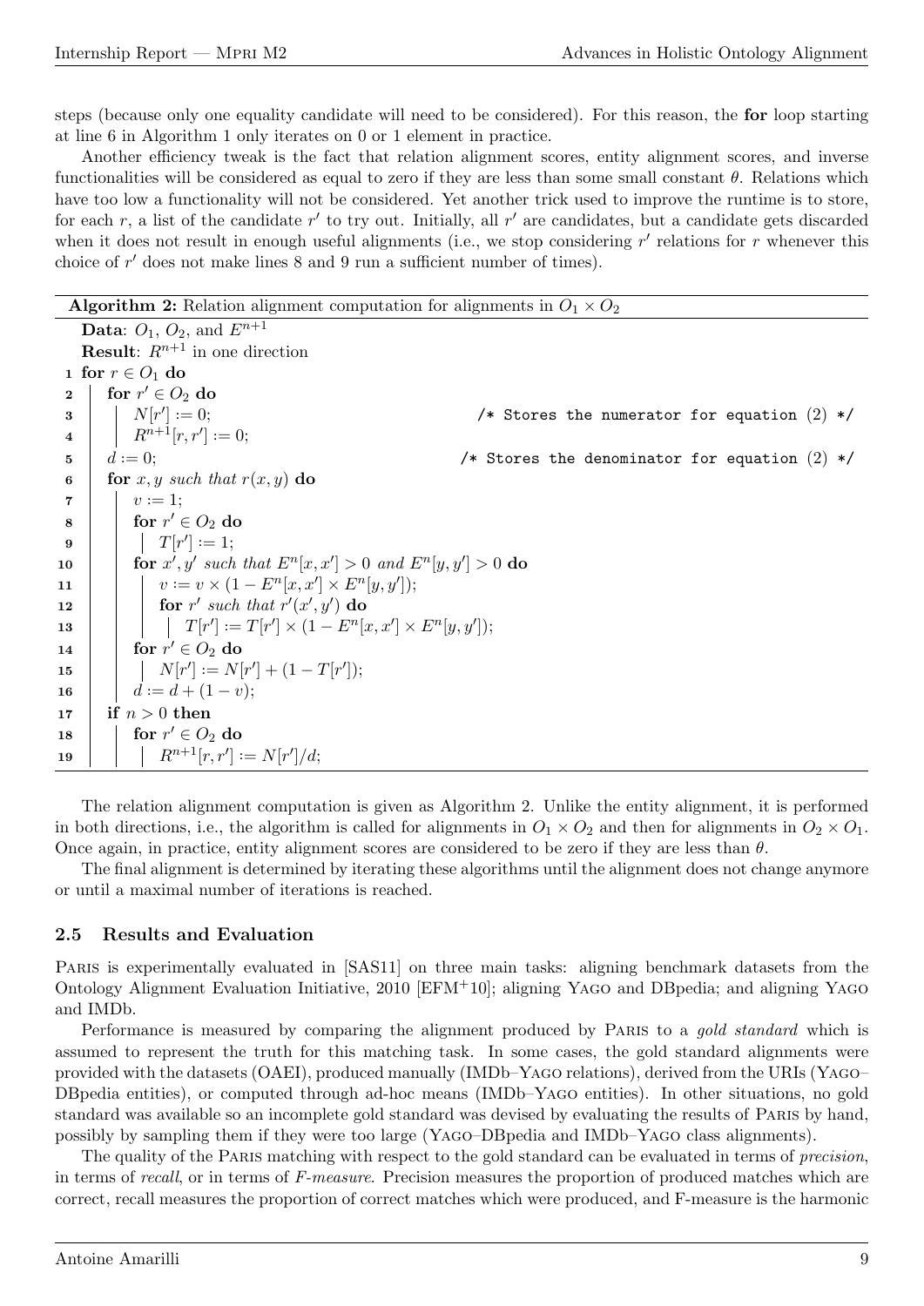steps (because only one equality candidate will need to be considered). For this reason, the **for** loop starting at line 6 in Algorithm 1 only iterates on 0 or 1 element in practice.

Another efficiency tweak is the fact that relation alignment scores, entity alignment scores, and inverse functionalities will be considered as equal to zero if they are less than some small constant $\theta$. Relations which have too low a functionality will not be considered. Yet another trick used to improve the runtime is to store, for each $r$, a list of the candidate $r'$ to try out. Initially, all $r'$ are candidates, but a candidate gets discarded when it does not result in enough useful alignments (i.e., we stop considering $r'$ relations for $r$ whenever this choice of $r'$ does not make lines 8 and 9 run a sufficient number of times).

**Algorithm 2:** Relation alignment computation for alignments in $O_1 \times O_2$

**Data**: $O_1$, $O_2$, and $E^{n+1}$
**Result**: $R^{n+1}$ in one direction

```
1  for r ∈ O1 do
2      for r' ∈ O2 do
3          N[r'] := 0;                          /* Stores the numerator for equation (2) */
4          R^{n+1}[r, r'] := 0;
5      d := 0;                                  /* Stores the denominator for equation (2) */
6      for x, y such that r(x, y) do
7          v := 1;
8          for r' ∈ O2 do
9              T[r'] := 1;
10         for x', y' such that E^n[x, x'] > 0 and E^n[y, y'] > 0 do
11             v := v × (1 − E^n[x, x'] × E^n[y, y']);
12             for r' such that r'(x', y') do
13                 T[r'] := T[r'] × (1 − E^n[x, x'] × E^n[y, y']);
14         for r' ∈ O2 do
15             N[r'] := N[r'] + (1 − T[r']);
16         d := d + (1 − v);
17     if n > 0 then
18         for r' ∈ O2 do
19             R^{n+1}[r, r'] := N[r']/d;
```

The relation alignment computation is given as Algorithm 2. Unlike the entity alignment, it is performed in both directions, i.e., the algorithm is called for alignments in $O_1 \times O_2$ and then for alignments in $O_2 \times O_1$. Once again, in practice, entity alignment scores are considered to be zero if they are less than $\theta$.

The final alignment is determined by iterating these algorithms until the alignment does not change anymore or until a maximal number of iterations is reached.

### 2.5 Results and Evaluation

PARIS is experimentally evaluated in [SAS11] on three main tasks: aligning benchmark datasets from the Ontology Alignment Evaluation Initiative, 2010 [EFM+10]; aligning YAGO and DBpedia; and aligning YAGO and IMDb.

Performance is measured by comparing the alignment produced by PARIS to a *gold standard* which is assumed to represent the truth for this matching task. In some cases, the gold standard alignments were provided with the datasets (OAEI), produced manually (IMDb–YAGO relations), derived from the URIs (YAGO–DBpedia entities), or computed through ad-hoc means (IMDb–YAGO entities). In other situations, no gold standard was available so an incomplete gold standard was devised by evaluating the results of PARIS by hand, possibly by sampling them if they were too large (YAGO–DBpedia and IMDb–YAGO class alignments).

The quality of the PARIS matching with respect to the gold standard can be evaluated in terms of *precision*, in terms of *recall*, or in terms of *F-measure*. Precision measures the proportion of produced matches which are correct, recall measures the proportion of correct matches which were produced, and F-measure is the harmonic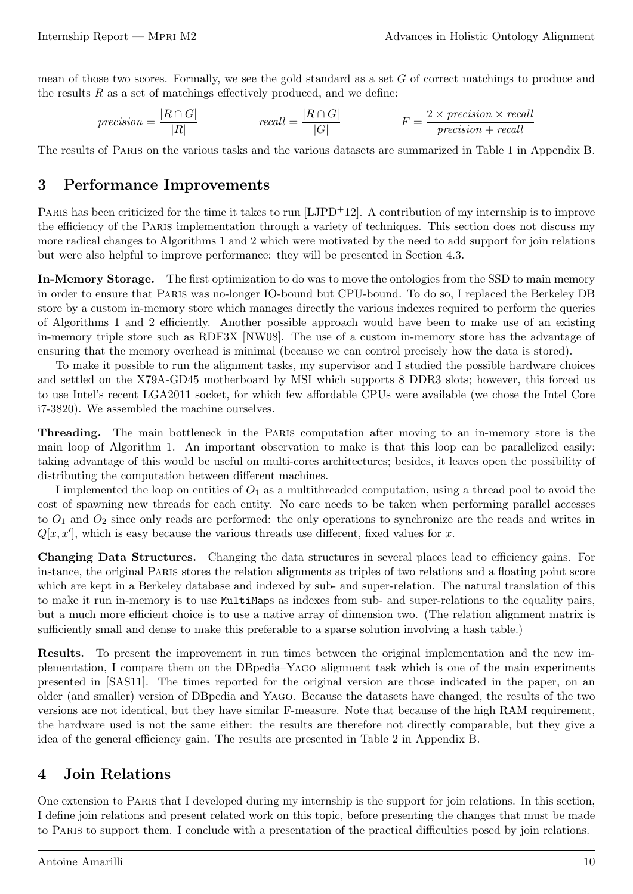mean of those two scores. Formally, we see the gold standard as a set $G$ of correct matchings to produce and the results $R$ as a set of matchings effectively produced, and we define:

$$precision = \frac{|R \cap G|}{|R|} \qquad recall = \frac{|R \cap G|}{|G|} \qquad F = \frac{2 \times precision \times recall}{precision + recall}$$

The results of PARIS on the various tasks and the various datasets are summarized in Table 1 in Appendix B.

## 3 Performance Improvements

PARIS has been criticized for the time it takes to run [LJPD+12]. A contribution of my internship is to improve the efficiency of the PARIS implementation through a variety of techniques. This section does not discuss my more radical changes to Algorithms 1 and 2 which were motivated by the need to add support for join relations but were also helpful to improve performance: they will be presented in Section 4.3.

**In-Memory Storage.** The first optimization to do was to move the ontologies from the SSD to main memory in order to ensure that PARIS was no-longer IO-bound but CPU-bound. To do so, I replaced the Berkeley DB store by a custom in-memory store which manages directly the various indexes required to perform the queries of Algorithms 1 and 2 efficiently. Another possible approach would have been to make use of an existing in-memory triple store such as RDF3X [NW08]. The use of a custom in-memory store has the advantage of ensuring that the memory overhead is minimal (because we can control precisely how the data is stored).

To make it possible to run the alignment tasks, my supervisor and I studied the possible hardware choices and settled on the X79A-GD45 motherboard by MSI which supports 8 DDR3 slots; however, this forced us to use Intel's recent LGA2011 socket, for which few affordable CPUs were available (we chose the Intel Core i7-3820). We assembled the machine ourselves.

**Threading.** The main bottleneck in the PARIS computation after moving to an in-memory store is the main loop of Algorithm 1. An important observation to make is that this loop can be parallelized easily: taking advantage of this would be useful on multi-cores architectures; besides, it leaves open the possibility of distributing the computation between different machines.

I implemented the loop on entities of $O_1$ as a multithreaded computation, using a thread pool to avoid the cost of spawning new threads for each entity. No care needs to be taken when performing parallel accesses to $O_1$ and $O_2$ since only reads are performed: the only operations to synchronize are the reads and writes in $Q[x, x']$, which is easy because the various threads use different, fixed values for $x$.

**Changing Data Structures.** Changing the data structures in several places lead to efficiency gains. For instance, the original PARIS stores the relation alignments as triples of two relations and a floating point score which are kept in a Berkeley database and indexed by sub- and super-relation. The natural translation of this to make it run in-memory is to use `MultiMap`s as indexes from sub- and super-relations to the equality pairs, but a much more efficient choice is to use a native array of dimension two. (The relation alignment matrix is sufficiently small and dense to make this preferable to a sparse solution involving a hash table.)

**Results.** To present the improvement in run times between the original implementation and the new implementation, I compare them on the DBpedia–YAGO alignment task which is one of the main experiments presented in [SAS11]. The times reported for the original version are those indicated in the paper, on an older (and smaller) version of DBpedia and YAGO. Because the datasets have changed, the results of the two versions are not identical, but they have similar F-measure. Note that because of the high RAM requirement, the hardware used is not the same either: the results are therefore not directly comparable, but they give a idea of the general efficiency gain. The results are presented in Table 2 in Appendix B.

## 4 Join Relations

One extension to PARIS that I developed during my internship is the support for join relations. In this section, I define join relations and present related work on this topic, before presenting the changes that must be made to PARIS to support them. I conclude with a presentation of the practical difficulties posed by join relations.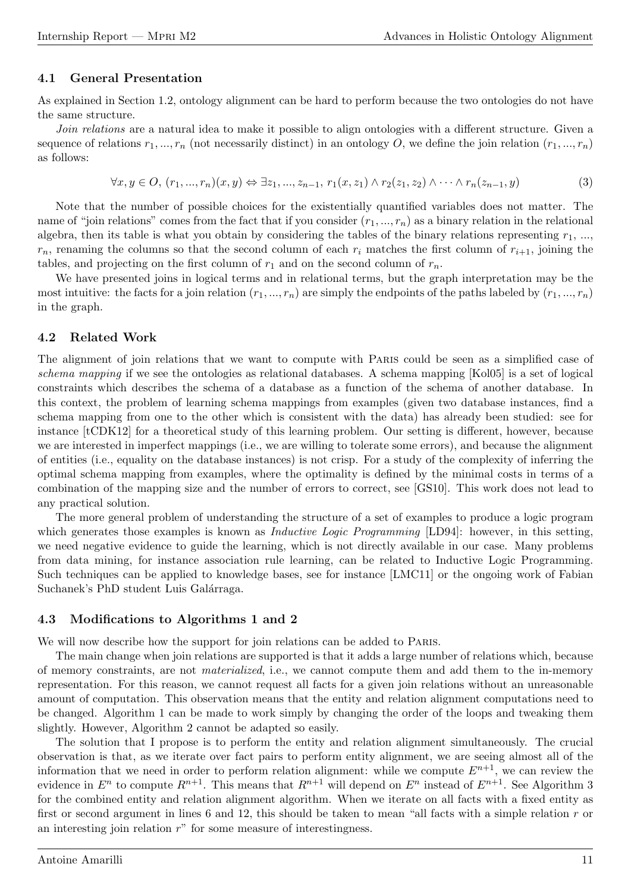### 4.1 General Presentation

As explained in Section 1.2, ontology alignment can be hard to perform because the two ontologies do not have the same structure.

*Join relations* are a natural idea to make it possible to align ontologies with a different structure. Given a sequence of relations $r_1, ..., r_n$ (not necessarily distinct) in an ontology $O$, we define the join relation $(r_1, ..., r_n)$ as follows:

$$\forall x, y \in O,\ (r_1, ..., r_n)(x, y) \Leftrightarrow \exists z_1, ..., z_{n-1},\ r_1(x, z_1) \wedge r_2(z_1, z_2) \wedge \cdots \wedge r_n(z_{n-1}, y) \tag{3}$$

Note that the number of possible choices for the existentially quantified variables does not matter. The name of "join relations" comes from the fact that if you consider $(r_1, ..., r_n)$ as a binary relation in the relational algebra, then its table is what you obtain by considering the tables of the binary relations representing $r_1$, ..., $r_n$, renaming the columns so that the second column of each $r_i$ matches the first column of $r_{i+1}$, joining the tables, and projecting on the first column of $r_1$ and on the second column of $r_n$.

We have presented joins in logical terms and in relational terms, but the graph interpretation may be the most intuitive: the facts for a join relation $(r_1, ..., r_n)$ are simply the endpoints of the paths labeled by $(r_1, ..., r_n)$ in the graph.

### 4.2 Related Work

The alignment of join relations that we want to compute with Paris could be seen as a simplified case of *schema mapping* if we see the ontologies as relational databases. A schema mapping [Kol05] is a set of logical constraints which describes the schema of a database as a function of the schema of another database. In this context, the problem of learning schema mappings from examples (given two database instances, find a schema mapping from one to the other which is consistent with the data) has already been studied: see for instance [tCDK12] for a theoretical study of this learning problem. Our setting is different, however, because we are interested in imperfect mappings (i.e., we are willing to tolerate some errors), and because the alignment of entities (i.e., equality on the database instances) is not crisp. For a study of the complexity of inferring the optimal schema mapping from examples, where the optimality is defined by the minimal costs in terms of a combination of the mapping size and the number of errors to correct, see [GS10]. This work does not lead to any practical solution.

The more general problem of understanding the structure of a set of examples to produce a logic program which generates those examples is known as *Inductive Logic Programming* [LD94]: however, in this setting, we need negative evidence to guide the learning, which is not directly available in our case. Many problems from data mining, for instance association rule learning, can be related to Inductive Logic Programming. Such techniques can be applied to knowledge bases, see for instance [LMC11] or the ongoing work of Fabian Suchanek's PhD student Luis Galárraga.

### 4.3 Modifications to Algorithms 1 and 2

We will now describe how the support for join relations can be added to Paris.

The main change when join relations are supported is that it adds a large number of relations which, because of memory constraints, are not *materialized*, i.e., we cannot compute them and add them to the in-memory representation. For this reason, we cannot request all facts for a given join relations without an unreasonable amount of computation. This observation means that the entity and relation alignment computations need to be changed. Algorithm 1 can be made to work simply by changing the order of the loops and tweaking them slightly. However, Algorithm 2 cannot be adapted so easily.

The solution that I propose is to perform the entity and relation alignment simultaneously. The crucial observation is that, as we iterate over fact pairs to perform entity alignment, we are seeing almost all of the information that we need in order to perform relation alignment: while we compute $E^{n+1}$, we can review the evidence in $E^n$ to compute $R^{n+1}$. This means that $R^{n+1}$ will depend on $E^n$ instead of $E^{n+1}$. See Algorithm 3 for the combined entity and relation alignment algorithm. When we iterate on all facts with a fixed entity as first or second argument in lines 6 and 12, this should be taken to mean "all facts with a simple relation $r$ or an interesting join relation $r$" for some measure of interestingness.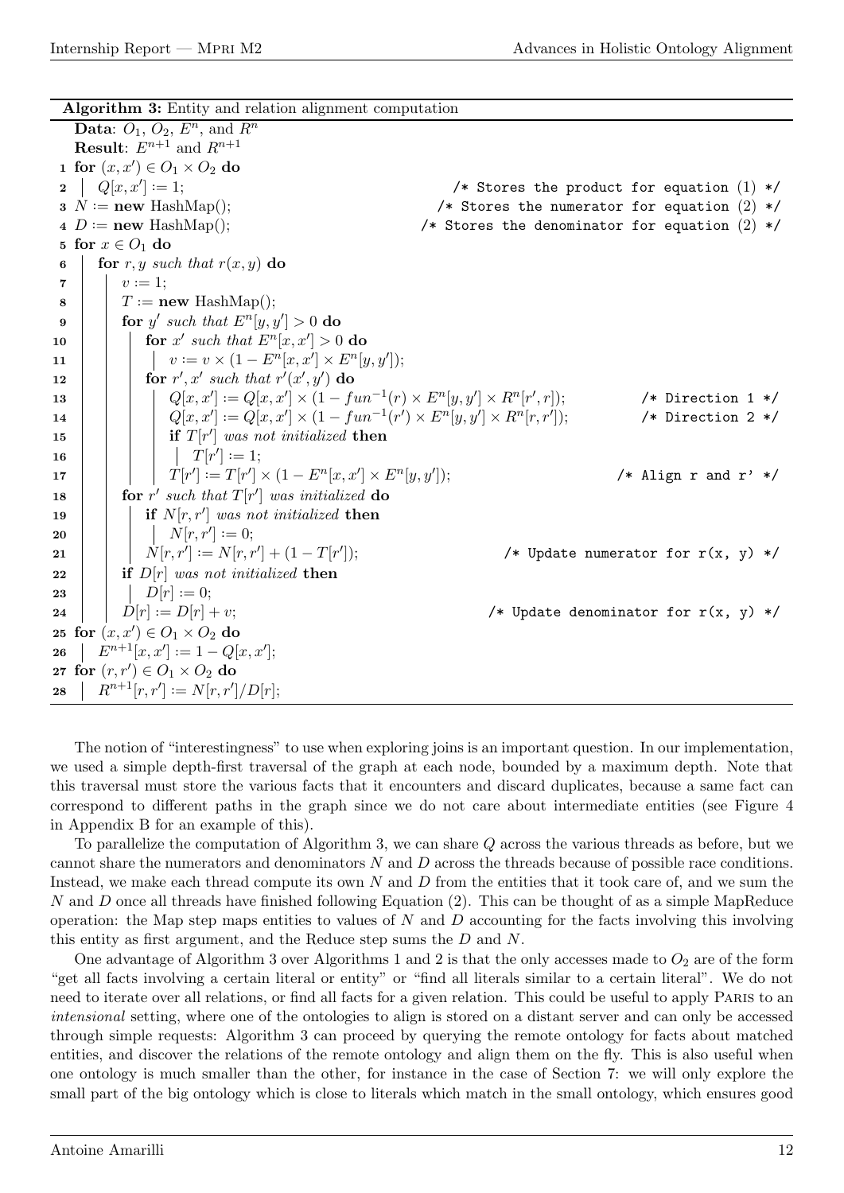**Algorithm 3:** Entity and relation alignment computation

```
Data: O_1, O_2, E^n, and R^n
Result: E^{n+1} and R^{n+1}
1  for (x, x') ∈ O_1 × O_2 do
2  |  Q[x, x'] := 1;                                        /* Stores the product for equation (1) */
3  N := new HashMap();                                      /* Stores the numerator for equation (2) */
4  D := new HashMap();                                      /* Stores the denominator for equation (2) */
5  for x ∈ O_1 do
6  |  for r, y such that r(x, y) do
7  |  |  v := 1;
8  |  |  T := new HashMap();
9  |  |  for y' such that E^n[y, y'] > 0 do
10 |  |  |  for x' such that E^n[x, x'] > 0 do
11 |  |  |  |  v := v × (1 − E^n[x, x'] × E^n[y, y']);
12 |  |  |  for r', x' such that r'(x', y') do
13 |  |  |  |  Q[x, x'] := Q[x, x'] × (1 − fun^{-1}(r) × E^n[y, y'] × R^n[r', r]);     /* Direction 1 */
14 |  |  |  |  Q[x, x'] := Q[x, x'] × (1 − fun^{-1}(r') × E^n[y, y'] × R^n[r, r']);    /* Direction 2 */
15 |  |  |  |  if T[r'] was not initialized then
16 |  |  |  |  |  T[r'] := 1;
17 |  |  |  |  T[r'] := T[r'] × (1 − E^n[x, x'] × E^n[y, y']);                        /* Align r and r' */
18 |  |  for r' such that T[r'] was initialized do
19 |  |  |  if N[r, r'] was not initialized then
20 |  |  |  |  N[r, r'] := 0;
21 |  |  |  N[r, r'] := N[r, r'] + (1 − T[r']);                /* Update numerator for r(x, y) */
22 |  |  if D[r] was not initialized then
23 |  |  |  D[r] := 0;
24 |  |  D[r] := D[r] + v;                                     /* Update denominator for r(x, y) */
25 for (x, x') ∈ O_1 × O_2 do
26 |  E^{n+1}[x, x'] := 1 − Q[x, x'];
27 for (r, r') ∈ O_1 × O_2 do
28 |  R^{n+1}[r, r'] := N[r, r']/D[r];
```

The notion of "interestingness" to use when exploring joins is an important question. In our implementation, we used a simple depth-first traversal of the graph at each node, bounded by a maximum depth. Note that this traversal must store the various facts that it encounters and discard duplicates, because a same fact can correspond to different paths in the graph since we do not care about intermediate entities (see Figure 4 in Appendix B for an example of this).

To parallelize the computation of Algorithm 3, we can share $Q$ across the various threads as before, but we cannot share the numerators and denominators $N$ and $D$ across the threads because of possible race conditions. Instead, we make each thread compute its own $N$ and $D$ from the entities that it took care of, and we sum the $N$ and $D$ once all threads have finished following Equation (2). This can be thought of as a simple MapReduce operation: the Map step maps entities to values of $N$ and $D$ accounting for the facts involving this involving this entity as first argument, and the Reduce step sums the $D$ and $N$.

One advantage of Algorithm 3 over Algorithms 1 and 2 is that the only accesses made to $O_2$ are of the form "get all facts involving a certain literal or entity" or "find all literals similar to a certain literal". We do not need to iterate over all relations, or find all facts for a given relation. This could be useful to apply Paris to an *intensional* setting, where one of the ontologies to align is stored on a distant server and can only be accessed through simple requests: Algorithm 3 can proceed by querying the remote ontology for facts about matched entities, and discover the relations of the remote ontology and align them on the fly. This is also useful when one ontology is much smaller than the other, for instance in the case of Section 7: we will only explore the small part of the big ontology which is close to literals which match in the small ontology, which ensures good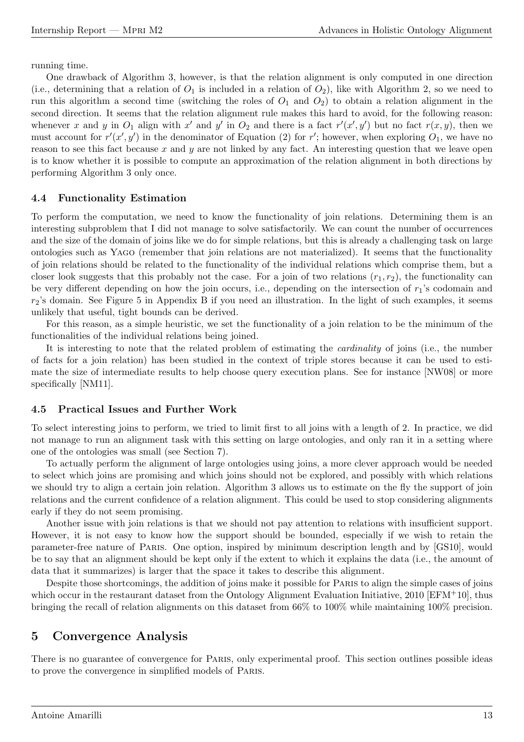running time.

One drawback of Algorithm 3, however, is that the relation alignment is only computed in one direction (i.e., determining that a relation of $O_1$ is included in a relation of $O_2$), like with Algorithm 2, so we need to run this algorithm a second time (switching the roles of $O_1$ and $O_2$) to obtain a relation alignment in the second direction. It seems that the relation alignment rule makes this hard to avoid, for the following reason: whenever $x$ and $y$ in $O_1$ align with $x'$ and $y'$ in $O_2$ and there is a fact $r'(x', y')$ but no fact $r(x, y)$, then we must account for $r'(x', y')$ in the denominator of Equation (2) for $r'$; however, when exploring $O_1$, we have no reason to see this fact because $x$ and $y$ are not linked by any fact. An interesting question that we leave open is to know whether it is possible to compute an approximation of the relation alignment in both directions by performing Algorithm 3 only once.

### 4.4 Functionality Estimation

To perform the computation, we need to know the functionality of join relations. Determining them is an interesting subproblem that I did not manage to solve satisfactorily. We can count the number of occurrences and the size of the domain of joins like we do for simple relations, but this is already a challenging task on large ontologies such as Yago (remember that join relations are not materialized). It seems that the functionality of join relations should be related to the functionality of the individual relations which comprise them, but a closer look suggests that this probably not the case. For a join of two relations $(r_1, r_2)$, the functionality can be very different depending on how the join occurs, i.e., depending on the intersection of $r_1$'s codomain and $r_2$'s domain. See Figure 5 in Appendix B if you need an illustration. In the light of such examples, it seems unlikely that useful, tight bounds can be derived.

For this reason, as a simple heuristic, we set the functionality of a join relation to be the minimum of the functionalities of the individual relations being joined.

It is interesting to note that the related problem of estimating the *cardinality* of joins (i.e., the number of facts for a join relation) has been studied in the context of triple stores because it can be used to estimate the size of intermediate results to help choose query execution plans. See for instance [NW08] or more specifically [NM11].

### 4.5 Practical Issues and Further Work

To select interesting joins to perform, we tried to limit first to all joins with a length of 2. In practice, we did not manage to run an alignment task with this setting on large ontologies, and only ran it in a setting where one of the ontologies was small (see Section 7).

To actually perform the alignment of large ontologies using joins, a more clever approach would be needed to select which joins are promising and which joins should not be explored, and possibly with which relations we should try to align a certain join relation. Algorithm 3 allows us to estimate on the fly the support of join relations and the current confidence of a relation alignment. This could be used to stop considering alignments early if they do not seem promising.

Another issue with join relations is that we should not pay attention to relations with insufficient support. However, it is not easy to know how the support should be bounded, especially if we wish to retain the parameter-free nature of Paris. One option, inspired by minimum description length and by [GS10], would be to say that an alignment should be kept only if the extent to which it explains the data (i.e., the amount of data that it summarizes) is larger that the space it takes to describe this alignment.

Despite those shortcomings, the addition of joins make it possible for Paris to align the simple cases of joins which occur in the restaurant dataset from the Ontology Alignment Evaluation Initiative, 2010 [EFM+10], thus bringing the recall of relation alignments on this dataset from 66% to 100% while maintaining 100% precision.

## 5 Convergence Analysis

There is no guarantee of convergence for Paris, only experimental proof. This section outlines possible ideas to prove the convergence in simplified models of Paris.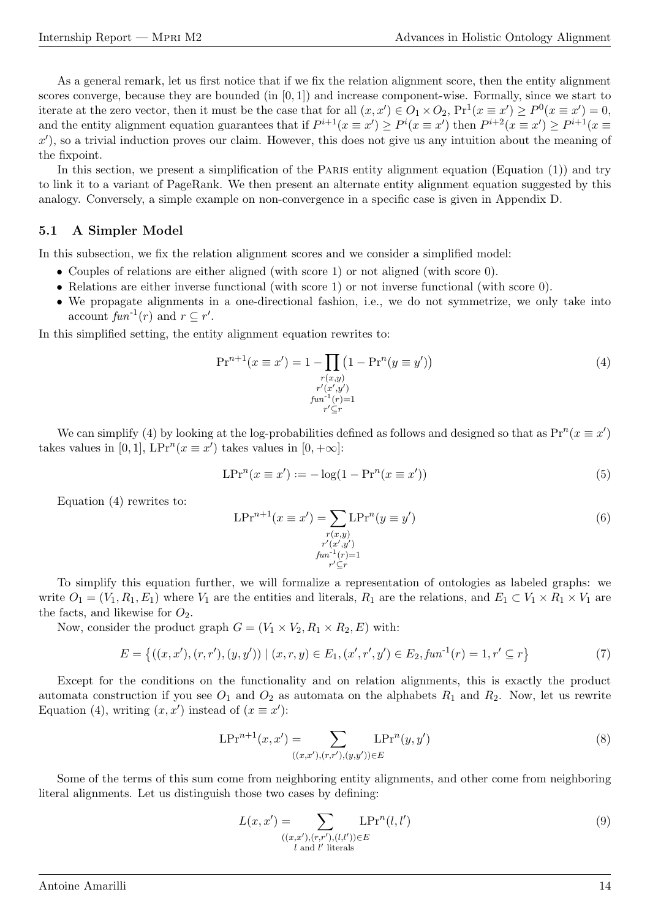As a general remark, let us first notice that if we fix the relation alignment score, then the entity alignment scores converge, because they are bounded (in $[0,1]$) and increase component-wise. Formally, since we start to iterate at the zero vector, then it must be the case that for all $(x,x') \in O_1 \times O_2$, $\Pr^1(x \equiv x') \geq P^0(x \equiv x') = 0$, and the entity alignment equation guarantees that if $P^{i+1}(x \equiv x') \geq P^i(x \equiv x')$ then $P^{i+2}(x \equiv x') \geq P^{i+1}(x \equiv x')$, so a trivial induction proves our claim. However, this does not give us any intuition about the meaning of the fixpoint.

In this section, we present a simplification of the Paris entity alignment equation (Equation (1)) and try to link it to a variant of PageRank. We then present an alternate entity alignment equation suggested by this analogy. Conversely, a simple example on non-convergence in a specific case is given in Appendix D.

## 5.1 A Simpler Model

In this subsection, we fix the relation alignment scores and we consider a simplified model:

- Couples of relations are either aligned (with score 1) or not aligned (with score 0).
- Relations are either inverse functional (with score 1) or not inverse functional (with score 0).
- We propagate alignments in a one-directional fashion, i.e., we do not symmetrize, we only take into account $fun^{-1}(r)$ and $r \subseteq r'$.

In this simplified setting, the entity alignment equation rewrites to:

$$\Pr^{n+1}(x \equiv x') = 1 - \prod_{\substack{r(x,y) \\ r'(x',y') \\ fun^{-1}(r)=1 \\ r' \subseteq r}} \left(1 - \Pr^n(y \equiv y')\right) \tag{4}$$

We can simplify (4) by looking at the log-probabilities defined as follows and designed so that as $\Pr^n(x \equiv x')$ takes values in $[0,1]$, $\mathrm{LPr}^n(x \equiv x')$ takes values in $[0,+\infty]$:

$$\mathrm{LPr}^n(x \equiv x') := -\log(1 - \Pr^n(x \equiv x')) \tag{5}$$

Equation (4) rewrites to:

$$\mathrm{LPr}^{n+1}(x \equiv x') = \sum_{\substack{r(x,y) \\ r'(x',y') \\ fun^{-1}(r)=1 \\ r' \subseteq r}} \mathrm{LPr}^n(y \equiv y') \tag{6}$$

To simplify this equation further, we will formalize a representation of ontologies as labeled graphs: we write $O_1 = (V_1, R_1, E_1)$ where $V_1$ are the entities and literals, $R_1$ are the relations, and $E_1 \subset V_1 \times R_1 \times V_1$ are the facts, and likewise for $O_2$.

Now, consider the product graph $G = (V_1 \times V_2, R_1 \times R_2, E)$ with:

$$E = \left\{ ((x,x'),(r,r'),(y,y')) \mid (x,r,y) \in E_1, (x',r',y') \in E_2, fun^{-1}(r) = 1, r' \subseteq r \right\} \tag{7}$$

Except for the conditions on the functionality and on relation alignments, this is exactly the product automata construction if you see $O_1$ and $O_2$ as automata on the alphabets $R_1$ and $R_2$. Now, let us rewrite Equation (4), writing $(x,x')$ instead of $(x \equiv x')$:

$$\mathrm{LPr}^{n+1}(x,x') = \sum_{((x,x'),(r,r'),(y,y')) \in E} \mathrm{LPr}^n(y,y') \tag{8}$$

Some of the terms of this sum come from neighboring entity alignments, and other come from neighboring literal alignments. Let us distinguish those two cases by defining:

$$L(x,x') = \sum_{\substack{((x,x'),(r,r'),(l,l')) \in E \\ l \text{ and } l' \text{ literals}}} \mathrm{LPr}^n(l,l') \tag{9}$$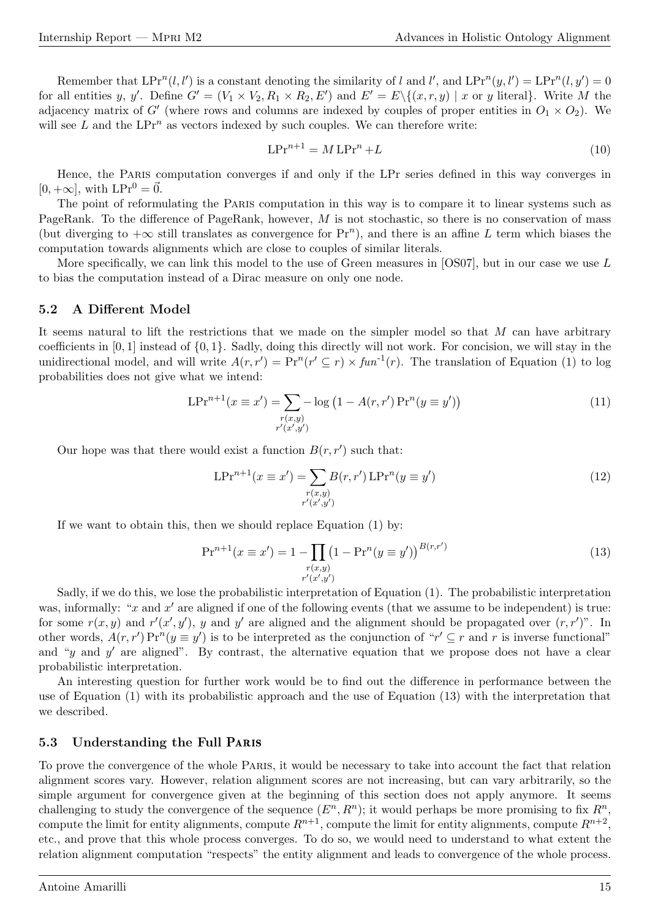Remember that $\text{LPr}^n(l, l')$ is a constant denoting the similarity of $l$ and $l'$, and $\text{LPr}^n(y, l') = \text{LPr}^n(l, y') = 0$ for all entities $y$, $y'$. Define $G' = (V_1 \times V_2, R_1 \times R_2, E')$ and $E' = E \backslash \{(x, r, y) \mid x \text{ or } y \text{ literal}\}$. Write $M$ the adjacency matrix of $G'$ (where rows and columns are indexed by couples of proper entities in $O_1 \times O_2$). We will see $L$ and the $\text{LPr}^n$ as vectors indexed by such couples. We can therefore write:

$$\text{LPr}^{n+1} = M \, \text{LPr}^n + L \tag{10}$$

Hence, the Paris computation converges if and only if the LPr series defined in this way converges in $[0, +\infty]$, with $\text{LPr}^0 = \vec{0}$.

The point of reformulating the Paris computation in this way is to compare it to linear systems such as PageRank. To the difference of PageRank, however, $M$ is not stochastic, so there is no conservation of mass (but diverging to $+\infty$ still translates as convergence for $\text{Pr}^n$), and there is an affine $L$ term which biases the computation towards alignments which are close to couples of similar literals.

More specifically, we can link this model to the use of Green measures in [OS07], but in our case we use $L$ to bias the computation instead of a Dirac measure on only one node.

### 5.2 A Different Model

It seems natural to lift the restrictions that we made on the simpler model so that $M$ can have arbitrary coefficients in $[0, 1]$ instead of $\{0, 1\}$. Sadly, doing this directly will not work. For concision, we will stay in the unidirectional model, and will write $A(r, r') = \text{Pr}^n(r' \subseteq r) \times \mathit{fun}^{-1}(r)$. The translation of Equation (1) to log probabilities does not give what we intend:

$$\text{LPr}^{n+1}(x \equiv x') = \sum_{\substack{r(x,y) \\ r'(x',y')}} -\log\left(1 - A(r, r') \, \text{Pr}^n(y \equiv y')\right) \tag{11}$$

Our hope was that there would exist a function $B(r, r')$ such that:

$$\text{LPr}^{n+1}(x \equiv x') = \sum_{\substack{r(x,y) \\ r'(x',y')}} B(r, r') \, \text{LPr}^n(y \equiv y') \tag{12}$$

If we want to obtain this, then we should replace Equation (1) by:

$$\text{Pr}^{n+1}(x \equiv x') = 1 - \prod_{\substack{r(x,y) \\ r'(x',y')}} \left(1 - \text{Pr}^n(y \equiv y')\right)^{B(r,r')} \tag{13}$$

Sadly, if we do this, we lose the probabilistic interpretation of Equation (1). The probabilistic interpretation was, informally: "$x$ and $x'$ are aligned if one of the following events (that we assume to be independent) is true: for some $r(x, y)$ and $r'(x', y')$, $y$ and $y'$ are aligned and the alignment should be propagated over $(r, r')$". In other words, $A(r, r') \, \text{Pr}^n(y \equiv y')$ is to be interpreted as the conjunction of "$r' \subseteq r$ and $r$ is inverse functional" and "$y$ and $y'$ are aligned". By contrast, the alternative equation that we propose does not have a clear probabilistic interpretation.

An interesting question for further work would be to find out the difference in performance between the use of Equation (1) with its probabilistic approach and the use of Equation (13) with the interpretation that we described.

### 5.3 Understanding the Full Paris

To prove the convergence of the whole Paris, it would be necessary to take into account the fact that relation alignment scores vary. However, relation alignment scores are not increasing, but can vary arbitrarily, so the simple argument for convergence given at the beginning of this section does not apply anymore. It seems challenging to study the convergence of the sequence $(E^n, R^n)$; it would perhaps be more promising to fix $R^n$, compute the limit for entity alignments, compute $R^{n+1}$, compute the limit for entity alignments, compute $R^{n+2}$, etc., and prove that this whole process converges. To do so, we would need to understand to what extent the relation alignment computation "respects" the entity alignment and leads to convergence of the whole process.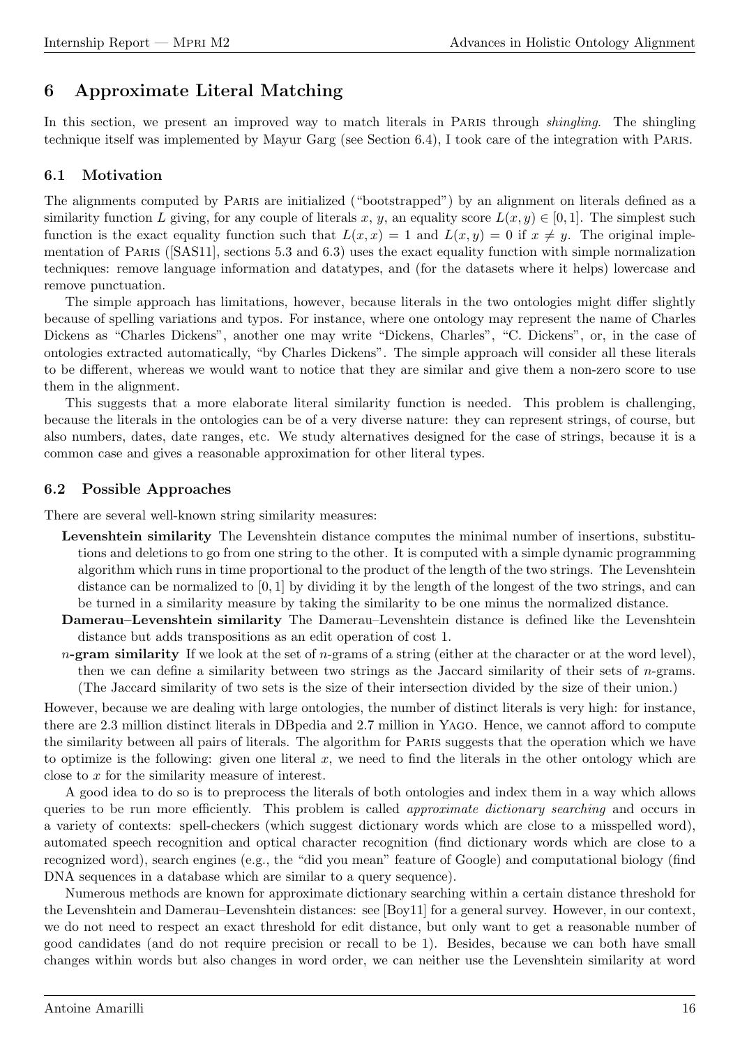## 6 Approximate Literal Matching

In this section, we present an improved way to match literals in PARIS through *shingling*. The shingling technique itself was implemented by Mayur Garg (see Section 6.4), I took care of the integration with PARIS.

### 6.1 Motivation

The alignments computed by PARIS are initialized ("bootstrapped") by an alignment on literals defined as a similarity function $L$ giving, for any couple of literals $x$, $y$, an equality score $L(x, y) \in [0, 1]$. The simplest such function is the exact equality function such that $L(x, x) = 1$ and $L(x, y) = 0$ if $x \neq y$. The original implementation of PARIS ([SAS11], sections 5.3 and 6.3) uses the exact equality function with simple normalization techniques: remove language information and datatypes, and (for the datasets where it helps) lowercase and remove punctuation.

The simple approach has limitations, however, because literals in the two ontologies might differ slightly because of spelling variations and typos. For instance, where one ontology may represent the name of Charles Dickens as "Charles Dickens", another one may write "Dickens, Charles", "C. Dickens", or, in the case of ontologies extracted automatically, "by Charles Dickens". The simple approach will consider all these literals to be different, whereas we would want to notice that they are similar and give them a non-zero score to use them in the alignment.

This suggests that a more elaborate literal similarity function is needed. This problem is challenging, because the literals in the ontologies can be of a very diverse nature: they can represent strings, of course, but also numbers, dates, date ranges, etc. We study alternatives designed for the case of strings, because it is a common case and gives a reasonable approximation for other literal types.

### 6.2 Possible Approaches

There are several well-known string similarity measures:

- **Levenshtein similarity** The Levenshtein distance computes the minimal number of insertions, substitutions and deletions to go from one string to the other. It is computed with a simple dynamic programming algorithm which runs in time proportional to the product of the length of the two strings. The Levenshtein distance can be normalized to $[0, 1]$ by dividing it by the length of the longest of the two strings, and can be turned in a similarity measure by taking the similarity to be one minus the normalized distance.
- **Damerau–Levenshtein similarity** The Damerau–Levenshtein distance is defined like the Levenshtein distance but adds transpositions as an edit operation of cost 1.
- **$n$-gram similarity** If we look at the set of $n$-grams of a string (either at the character or at the word level), then we can define a similarity between two strings as the Jaccard similarity of their sets of $n$-grams. (The Jaccard similarity of two sets is the size of their intersection divided by the size of their union.)

However, because we are dealing with large ontologies, the number of distinct literals is very high: for instance, there are 2.3 million distinct literals in DBpedia and 2.7 million in YAGO. Hence, we cannot afford to compute the similarity between all pairs of literals. The algorithm for PARIS suggests that the operation which we have to optimize is the following: given one literal $x$, we need to find the literals in the other ontology which are close to $x$ for the similarity measure of interest.

A good idea to do so is to preprocess the literals of both ontologies and index them in a way which allows queries to be run more efficiently. This problem is called *approximate dictionary searching* and occurs in a variety of contexts: spell-checkers (which suggest dictionary words which are close to a misspelled word), automated speech recognition and optical character recognition (find dictionary words which are close to a recognized word), search engines (e.g., the "did you mean" feature of Google) and computational biology (find DNA sequences in a database which are similar to a query sequence).

Numerous methods are known for approximate dictionary searching within a certain distance threshold for the Levenshtein and Damerau–Levenshtein distances: see [Boy11] for a general survey. However, in our context, we do not need to respect an exact threshold for edit distance, but only want to get a reasonable number of good candidates (and do not require precision or recall to be 1). Besides, because we can both have small changes within words but also changes in word order, we can neither use the Levenshtein similarity at word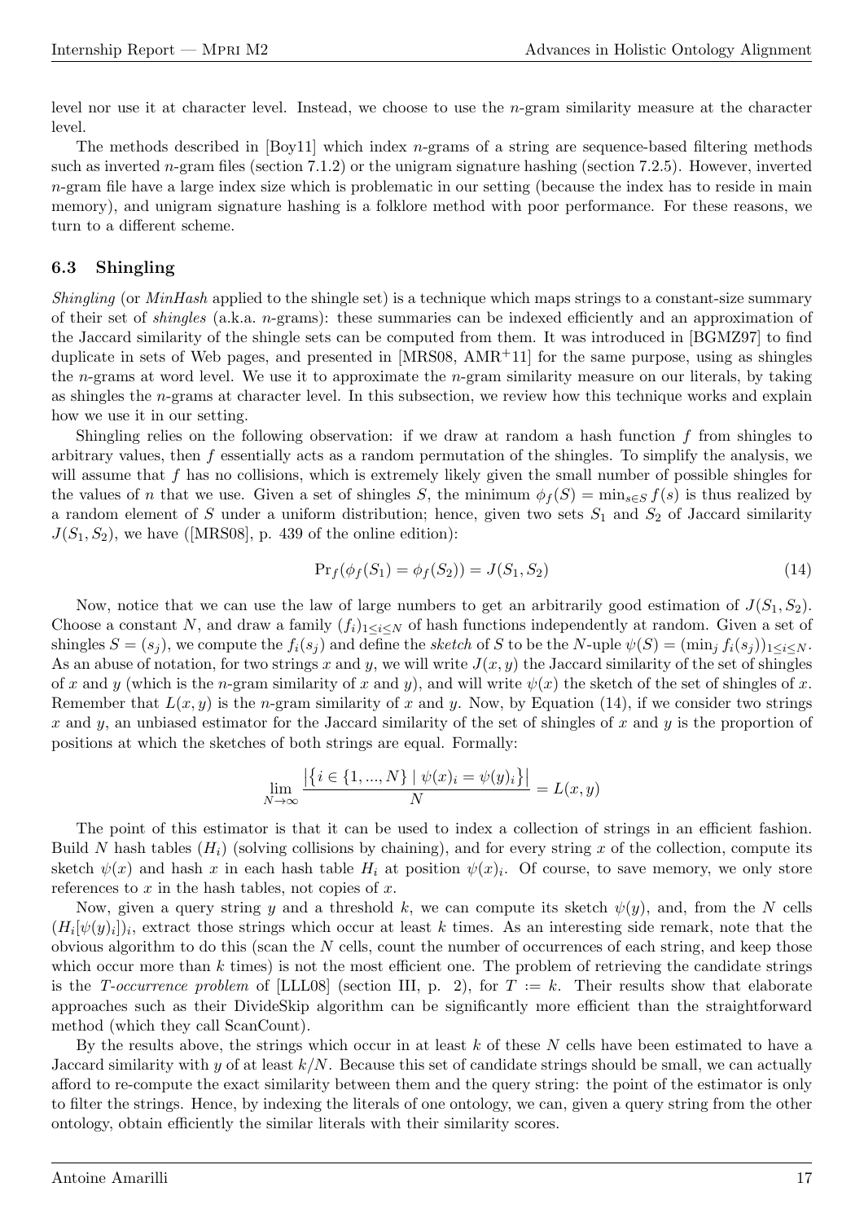level nor use it at character level. Instead, we choose to use the $n$-gram similarity measure at the character level.

The methods described in [Boy11] which index $n$-grams of a string are sequence-based filtering methods such as inverted $n$-gram files (section 7.1.2) or the unigram signature hashing (section 7.2.5). However, inverted $n$-gram file have a large index size which is problematic in our setting (because the index has to reside in main memory), and unigram signature hashing is a folklore method with poor performance. For these reasons, we turn to a different scheme.

### 6.3 Shingling

*Shingling* (or *MinHash* applied to the shingle set) is a technique which maps strings to a constant-size summary of their set of *shingles* (a.k.a. $n$-grams): these summaries can be indexed efficiently and an approximation of the Jaccard similarity of the shingle sets can be computed from them. It was introduced in [BGMZ97] to find duplicate in sets of Web pages, and presented in [MRS08, AMR[+]11] for the same purpose, using as shingles the $n$-grams at word level. We use it to approximate the $n$-gram similarity measure on our literals, by taking as shingles the $n$-grams at character level. In this subsection, we review how this technique works and explain how we use it in our setting.

Shingling relies on the following observation: if we draw at random a hash function $f$ from shingles to arbitrary values, then $f$ essentially acts as a random permutation of the shingles. To simplify the analysis, we will assume that $f$ has no collisions, which is extremely likely given the small number of possible shingles for the values of $n$ that we use. Given a set of shingles $S$, the minimum $\phi_f(S) = \min_{s \in S} f(s)$ is thus realized by a random element of $S$ under a uniform distribution; hence, given two sets $S_1$ and $S_2$ of Jaccard similarity $J(S_1, S_2)$, we have ([MRS08], p. 439 of the online edition):

$$\Pr_f(\phi_f(S_1) = \phi_f(S_2)) = J(S_1, S_2) \tag{14}$$

Now, notice that we can use the law of large numbers to get an arbitrarily good estimation of $J(S_1, S_2)$. Choose a constant $N$, and draw a family $(f_i)_{1 \leq i \leq N}$ of hash functions independently at random. Given a set of shingles $S = (s_j)$, we compute the $f_i(s_j)$ and define the *sketch* of $S$ to be the $N$-uple $\psi(S) = (\min_j f_i(s_j))_{1 \leq i \leq N}$. As an abuse of notation, for two strings $x$ and $y$, we will write $J(x, y)$ the Jaccard similarity of the set of shingles of $x$ and $y$ (which is the $n$-gram similarity of $x$ and $y$), and will write $\psi(x)$ the sketch of the set of shingles of $x$. Remember that $L(x, y)$ is the $n$-gram similarity of $x$ and $y$. Now, by Equation (14), if we consider two strings $x$ and $y$, an unbiased estimator for the Jaccard similarity of the set of shingles of $x$ and $y$ is the proportion of positions at which the sketches of both strings are equal. Formally:

$$\lim_{N \to \infty} \frac{\left|\left\{i \in \{1, ..., N\} \mid \psi(x)_i = \psi(y)_i\right\}\right|}{N} = L(x, y)$$

The point of this estimator is that it can be used to index a collection of strings in an efficient fashion. Build $N$ hash tables $(H_i)$ (solving collisions by chaining), and for every string $x$ of the collection, compute its sketch $\psi(x)$ and hash $x$ in each hash table $H_i$ at position $\psi(x)_i$. Of course, to save memory, we only store references to $x$ in the hash tables, not copies of $x$.

Now, given a query string $y$ and a threshold $k$, we can compute its sketch $\psi(y)$, and, from the $N$ cells $(H_i[\psi(y)_i])_i$, extract those strings which occur at least $k$ times. As an interesting side remark, note that the obvious algorithm to do this (scan the $N$ cells, count the number of occurrences of each string, and keep those which occur more than $k$ times) is not the most efficient one. The problem of retrieving the candidate strings is the *T-occurrence problem* of [LLL08] (section III, p. 2), for $T := k$. Their results show that elaborate approaches such as their DivideSkip algorithm can be significantly more efficient than the straightforward method (which they call ScanCount).

By the results above, the strings which occur in at least $k$ of these $N$ cells have been estimated to have a Jaccard similarity with $y$ of at least $k/N$. Because this set of candidate strings should be small, we can actually afford to re-compute the exact similarity between them and the query string: the point of the estimator is only to filter the strings. Hence, by indexing the literals of one ontology, we can, given a query string from the other ontology, obtain efficiently the similar literals with their similarity scores.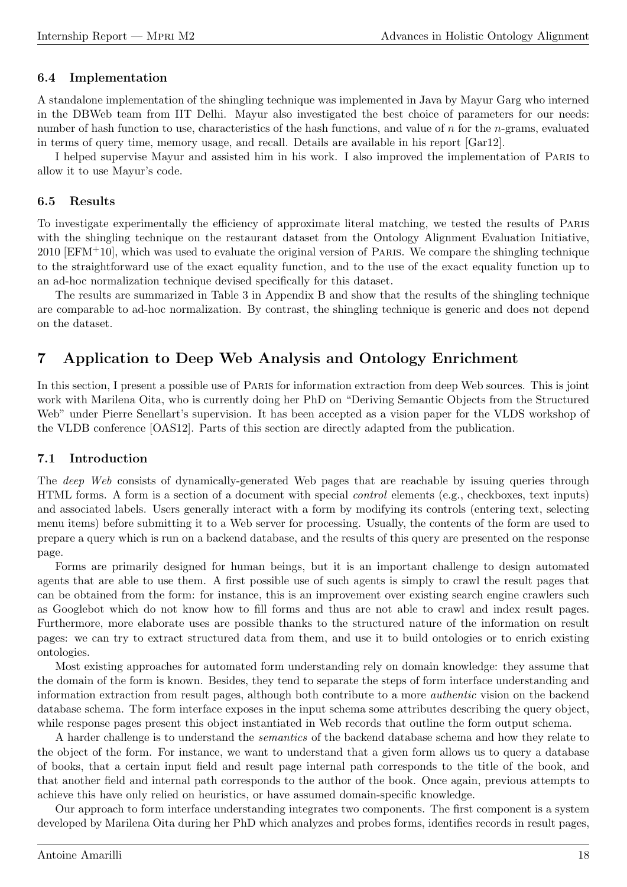### 6.4 Implementation

A standalone implementation of the shingling technique was implemented in Java by Mayur Garg who interned in the DBWeb team from IIT Delhi. Mayur also investigated the best choice of parameters for our needs: number of hash function to use, characteristics of the hash functions, and value of $n$ for the $n$-grams, evaluated in terms of query time, memory usage, and recall. Details are available in his report [Gar12].

I helped supervise Mayur and assisted him in his work. I also improved the implementation of Paris to allow it to use Mayur's code.

### 6.5 Results

To investigate experimentally the efficiency of approximate literal matching, we tested the results of Paris with the shingling technique on the restaurant dataset from the Ontology Alignment Evaluation Initiative, 2010 [EFM+10], which was used to evaluate the original version of Paris. We compare the shingling technique to the straightforward use of the exact equality function, and to the use of the exact equality function up to an ad-hoc normalization technique devised specifically for this dataset.

The results are summarized in Table 3 in Appendix B and show that the results of the shingling technique are comparable to ad-hoc normalization. By contrast, the shingling technique is generic and does not depend on the dataset.

## 7 Application to Deep Web Analysis and Ontology Enrichment

In this section, I present a possible use of Paris for information extraction from deep Web sources. This is joint work with Marilena Oita, who is currently doing her PhD on "Deriving Semantic Objects from the Structured Web" under Pierre Senellart's supervision. It has been accepted as a vision paper for the VLDS workshop of the VLDB conference [OAS12]. Parts of this section are directly adapted from the publication.

### 7.1 Introduction

The *deep Web* consists of dynamically-generated Web pages that are reachable by issuing queries through HTML forms. A form is a section of a document with special *control* elements (e.g., checkboxes, text inputs) and associated labels. Users generally interact with a form by modifying its controls (entering text, selecting menu items) before submitting it to a Web server for processing. Usually, the contents of the form are used to prepare a query which is run on a backend database, and the results of this query are presented on the response page.

Forms are primarily designed for human beings, but it is an important challenge to design automated agents that are able to use them. A first possible use of such agents is simply to crawl the result pages that can be obtained from the form: for instance, this is an improvement over existing search engine crawlers such as Googlebot which do not know how to fill forms and thus are not able to crawl and index result pages. Furthermore, more elaborate uses are possible thanks to the structured nature of the information on result pages: we can try to extract structured data from them, and use it to build ontologies or to enrich existing ontologies.

Most existing approaches for automated form understanding rely on domain knowledge: they assume that the domain of the form is known. Besides, they tend to separate the steps of form interface understanding and information extraction from result pages, although both contribute to a more *authentic* vision on the backend database schema. The form interface exposes in the input schema some attributes describing the query object, while response pages present this object instantiated in Web records that outline the form output schema.

A harder challenge is to understand the *semantics* of the backend database schema and how they relate to the object of the form. For instance, we want to understand that a given form allows us to query a database of books, that a certain input field and result page internal path corresponds to the title of the book, and that another field and internal path corresponds to the author of the book. Once again, previous attempts to achieve this have only relied on heuristics, or have assumed domain-specific knowledge.

Our approach to form interface understanding integrates two components. The first component is a system developed by Marilena Oita during her PhD which analyzes and probes forms, identifies records in result pages,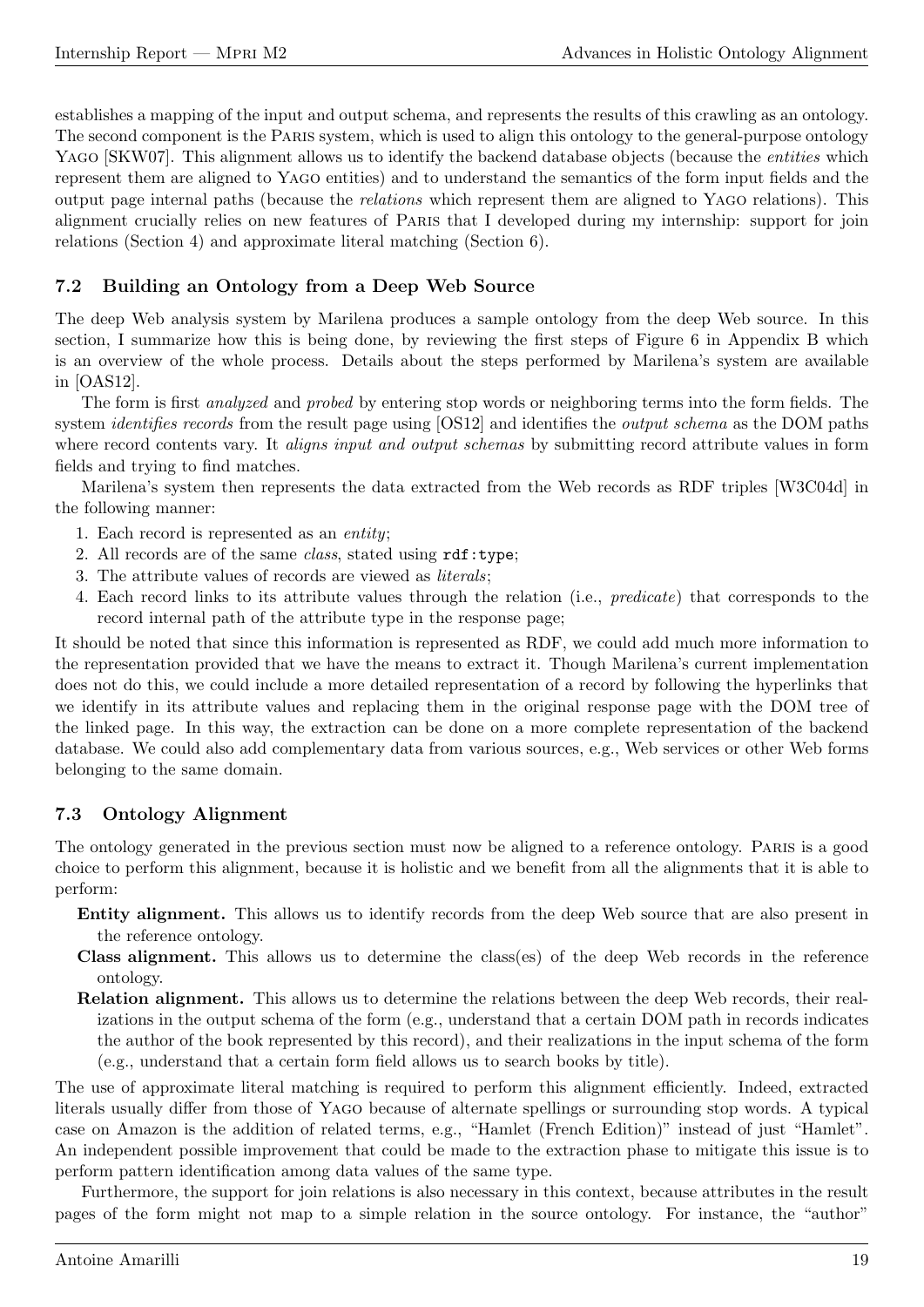establishes a mapping of the input and output schema, and represents the results of this crawling as an ontology. The second component is the Paris system, which is used to align this ontology to the general-purpose ontology Yago [SKW07]. This alignment allows us to identify the backend database objects (because the *entities* which represent them are aligned to Yago entities) and to understand the semantics of the form input fields and the output page internal paths (because the *relations* which represent them are aligned to Yago relations). This alignment crucially relies on new features of Paris that I developed during my internship: support for join relations (Section 4) and approximate literal matching (Section 6).

### 7.2 Building an Ontology from a Deep Web Source

The deep Web analysis system by Marilena produces a sample ontology from the deep Web source. In this section, I summarize how this is being done, by reviewing the first steps of Figure 6 in Appendix B which is an overview of the whole process. Details about the steps performed by Marilena's system are available in [OAS12].

The form is first *analyzed* and *probed* by entering stop words or neighboring terms into the form fields. The system *identifies records* from the result page using [OS12] and identifies the *output schema* as the DOM paths where record contents vary. It *aligns input and output schemas* by submitting record attribute values in form fields and trying to find matches.

Marilena's system then represents the data extracted from the Web records as RDF triples [W3C04d] in the following manner:

1. Each record is represented as an *entity*;
2. All records are of the same *class*, stated using `rdf:type`;
3. The attribute values of records are viewed as *literals*;
4. Each record links to its attribute values through the relation (i.e., *predicate*) that corresponds to the record internal path of the attribute type in the response page;

It should be noted that since this information is represented as RDF, we could add much more information to the representation provided that we have the means to extract it. Though Marilena's current implementation does not do this, we could include a more detailed representation of a record by following the hyperlinks that we identify in its attribute values and replacing them in the original response page with the DOM tree of the linked page. In this way, the extraction can be done on a more complete representation of the backend database. We could also add complementary data from various sources, e.g., Web services or other Web forms belonging to the same domain.

### 7.3 Ontology Alignment

The ontology generated in the previous section must now be aligned to a reference ontology. Paris is a good choice to perform this alignment, because it is holistic and we benefit from all the alignments that it is able to perform:

**Entity alignment.** This allows us to identify records from the deep Web source that are also present in the reference ontology.

**Class alignment.** This allows us to determine the class(es) of the deep Web records in the reference ontology.

**Relation alignment.** This allows us to determine the relations between the deep Web records, their realizations in the output schema of the form (e.g., understand that a certain DOM path in records indicates the author of the book represented by this record), and their realizations in the input schema of the form (e.g., understand that a certain form field allows us to search books by title).

The use of approximate literal matching is required to perform this alignment efficiently. Indeed, extracted literals usually differ from those of Yago because of alternate spellings or surrounding stop words. A typical case on Amazon is the addition of related terms, e.g., "Hamlet (French Edition)" instead of just "Hamlet". An independent possible improvement that could be made to the extraction phase to mitigate this issue is to perform pattern identification among data values of the same type.

Furthermore, the support for join relations is also necessary in this context, because attributes in the result pages of the form might not map to a simple relation in the source ontology. For instance, the "author"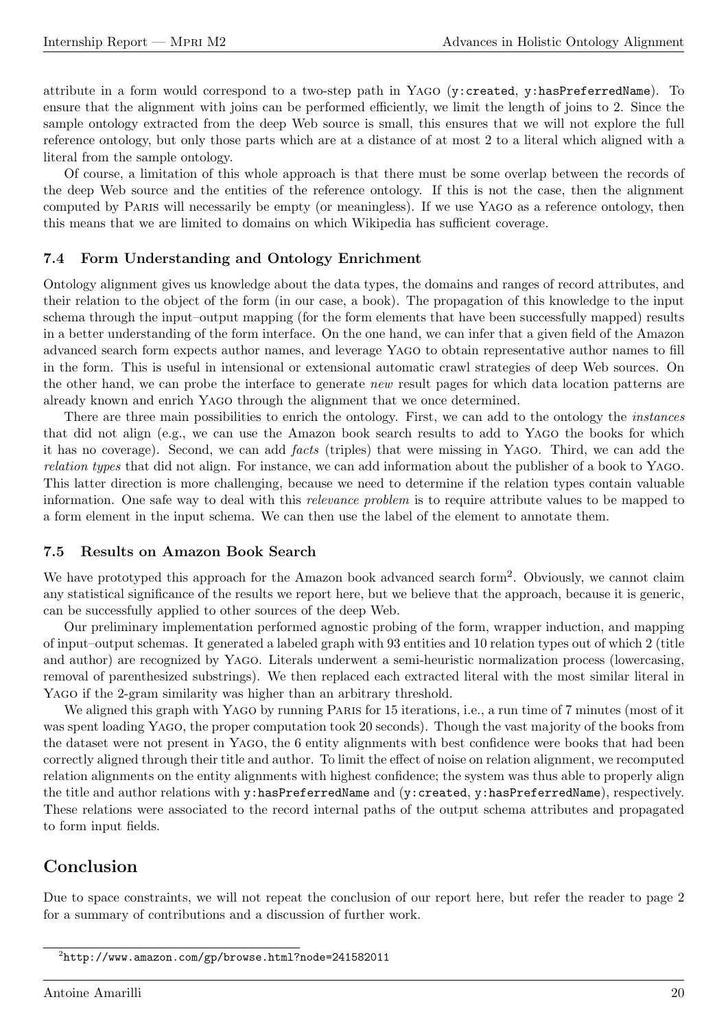attribute in a form would correspond to a two-step path in YAGO (`y:created`, `y:hasPreferredName`). To ensure that the alignment with joins can be performed efficiently, we limit the length of joins to 2. Since the sample ontology extracted from the deep Web source is small, this ensures that we will not explore the full reference ontology, but only those parts which are at a distance of at most 2 to a literal which aligned with a literal from the sample ontology.

Of course, a limitation of this whole approach is that there must be some overlap between the records of the deep Web source and the entities of the reference ontology. If this is not the case, then the alignment computed by PARIS will necessarily be empty (or meaningless). If we use YAGO as a reference ontology, then this means that we are limited to domains on which Wikipedia has sufficient coverage.

### 7.4 Form Understanding and Ontology Enrichment

Ontology alignment gives us knowledge about the data types, the domains and ranges of record attributes, and their relation to the object of the form (in our case, a book). The propagation of this knowledge to the input schema through the input–output mapping (for the form elements that have been successfully mapped) results in a better understanding of the form interface. On the one hand, we can infer that a given field of the Amazon advanced search form expects author names, and leverage YAGO to obtain representative author names to fill in the form. This is useful in intensional or extensional automatic crawl strategies of deep Web sources. On the other hand, we can probe the interface to generate *new* result pages for which data location patterns are already known and enrich YAGO through the alignment that we once determined.

There are three main possibilities to enrich the ontology. First, we can add to the ontology the *instances* that did not align (e.g., we can use the Amazon book search results to add to YAGO the books for which it has no coverage). Second, we can add *facts* (triples) that were missing in YAGO. Third, we can add the *relation types* that did not align. For instance, we can add information about the publisher of a book to YAGO. This latter direction is more challenging, because we need to determine if the relation types contain valuable information. One safe way to deal with this *relevance problem* is to require attribute values to be mapped to a form element in the input schema. We can then use the label of the element to annotate them.

### 7.5 Results on Amazon Book Search

We have prototyped this approach for the Amazon book advanced search form[2]. Obviously, we cannot claim any statistical significance of the results we report here, but we believe that the approach, because it is generic, can be successfully applied to other sources of the deep Web.

Our preliminary implementation performed agnostic probing of the form, wrapper induction, and mapping of input–output schemas. It generated a labeled graph with 93 entities and 10 relation types out of which 2 (title and author) are recognized by YAGO. Literals underwent a semi-heuristic normalization process (lowercasing, removal of parenthesized substrings). We then replaced each extracted literal with the most similar literal in YAGO if the 2-gram similarity was higher than an arbitrary threshold.

We aligned this graph with YAGO by running PARIS for 15 iterations, i.e., a run time of 7 minutes (most of it was spent loading YAGO, the proper computation took 20 seconds). Though the vast majority of the books from the dataset were not present in YAGO, the 6 entity alignments with best confidence were books that had been correctly aligned through their title and author. To limit the effect of noise on relation alignment, we recomputed relation alignments on the entity alignments with highest confidence; the system was thus able to properly align the title and author relations with `y:hasPreferredName` and (`y:created`, `y:hasPreferredName`), respectively. These relations were associated to the record internal paths of the output schema attributes and propagated to form input fields.

## Conclusion

Due to space constraints, we will not repeat the conclusion of our report here, but refer the reader to page 2 for a summary of contributions and a discussion of further work.

[2] `http://www.amazon.com/gp/browse.html?node=241582011`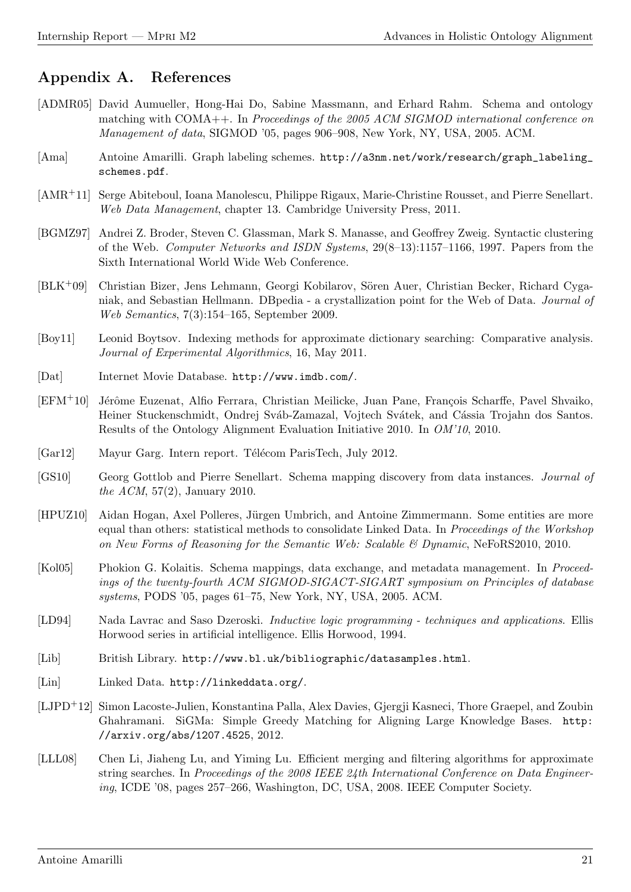## Appendix A. References

[ADMR05] David Aumueller, Hong-Hai Do, Sabine Massmann, and Erhard Rahm. Schema and ontology matching with COMA++. In *Proceedings of the 2005 ACM SIGMOD international conference on Management of data*, SIGMOD '05, pages 906–908, New York, NY, USA, 2005. ACM.

[Ama] Antoine Amarilli. Graph labeling schemes. `http://a3nm.net/work/research/graph_labeling_schemes.pdf`.

[AMR+11] Serge Abiteboul, Ioana Manolescu, Philippe Rigaux, Marie-Christine Rousset, and Pierre Senellart. *Web Data Management*, chapter 13. Cambridge University Press, 2011.

[BGMZ97] Andrei Z. Broder, Steven C. Glassman, Mark S. Manasse, and Geoffrey Zweig. Syntactic clustering of the Web. *Computer Networks and ISDN Systems*, 29(8–13):1157–1166, 1997. Papers from the Sixth International World Wide Web Conference.

[BLK+09] Christian Bizer, Jens Lehmann, Georgi Kobilarov, Sören Auer, Christian Becker, Richard Cyganiak, and Sebastian Hellmann. DBpedia - a crystallization point for the Web of Data. *Journal of Web Semantics*, 7(3):154–165, September 2009.

[Boy11] Leonid Boytsov. Indexing methods for approximate dictionary searching: Comparative analysis. *Journal of Experimental Algorithmics*, 16, May 2011.

[Dat] Internet Movie Database. `http://www.imdb.com/`.

[EFM+10] Jérôme Euzenat, Alfio Ferrara, Christian Meilicke, Juan Pane, François Scharffe, Pavel Shvaiko, Heiner Stuckenschmidt, Ondrej Sváb-Zamazal, Vojtech Svátek, and Cássia Trojahn dos Santos. Results of the Ontology Alignment Evaluation Initiative 2010. In *OM'10*, 2010.

[Gar12] Mayur Garg. Intern report. Télécom ParisTech, July 2012.

[GS10] Georg Gottlob and Pierre Senellart. Schema mapping discovery from data instances. *Journal of the ACM*, 57(2), January 2010.

[HPUZ10] Aidan Hogan, Axel Polleres, Jürgen Umbrich, and Antoine Zimmermann. Some entities are more equal than others: statistical methods to consolidate Linked Data. In *Proceedings of the Workshop on New Forms of Reasoning for the Semantic Web: Scalable & Dynamic*, NeFoRS2010, 2010.

[Kol05] Phokion G. Kolaitis. Schema mappings, data exchange, and metadata management. In *Proceedings of the twenty-fourth ACM SIGMOD-SIGACT-SIGART symposium on Principles of database systems*, PODS '05, pages 61–75, New York, NY, USA, 2005. ACM.

[LD94] Nada Lavrac and Saso Dzeroski. *Inductive logic programming - techniques and applications*. Ellis Horwood series in artificial intelligence. Ellis Horwood, 1994.

[Lib] British Library. `http://www.bl.uk/bibliographic/datasamples.html`.

[Lin] Linked Data. `http://linkeddata.org/`.

[LJPD+12] Simon Lacoste-Julien, Konstantina Palla, Alex Davies, Gjergji Kasneci, Thore Graepel, and Zoubin Ghahramani. SiGMa: Simple Greedy Matching for Aligning Large Knowledge Bases. `http://arxiv.org/abs/1207.4525`, 2012.

[LLL08] Chen Li, Jiaheng Lu, and Yiming Lu. Efficient merging and filtering algorithms for approximate string searches. In *Proceedings of the 2008 IEEE 24th International Conference on Data Engineering*, ICDE '08, pages 257–266, Washington, DC, USA, 2008. IEEE Computer Society.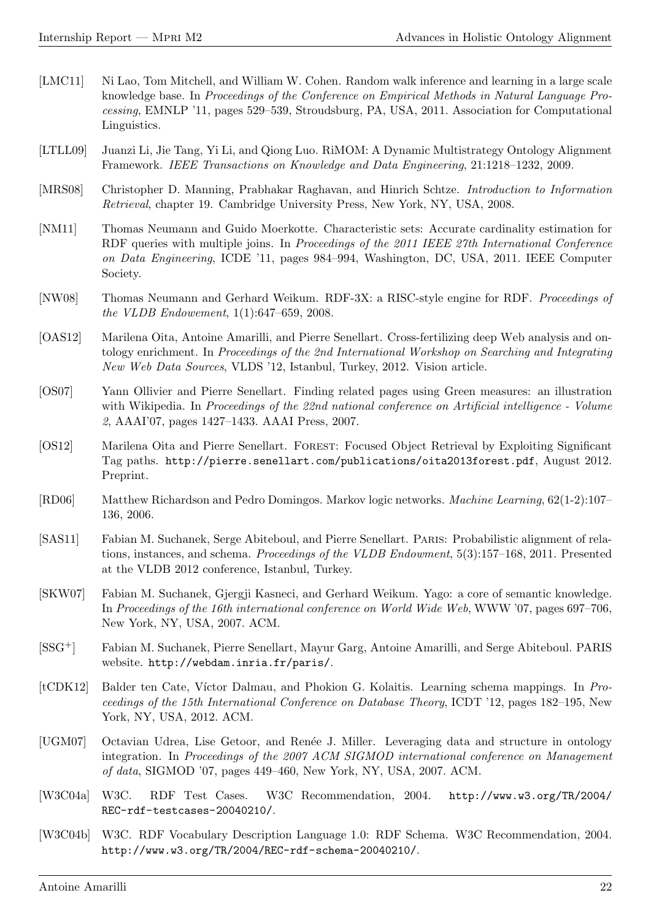[LMC11] Ni Lao, Tom Mitchell, and William W. Cohen. Random walk inference and learning in a large scale knowledge base. In *Proceedings of the Conference on Empirical Methods in Natural Language Processing*, EMNLP '11, pages 529–539, Stroudsburg, PA, USA, 2011. Association for Computational Linguistics.

[LTLL09] Juanzi Li, Jie Tang, Yi Li, and Qiong Luo. RiMOM: A Dynamic Multistrategy Ontology Alignment Framework. *IEEE Transactions on Knowledge and Data Engineering*, 21:1218–1232, 2009.

[MRS08] Christopher D. Manning, Prabhakar Raghavan, and Hinrich Schtze. *Introduction to Information Retrieval*, chapter 19. Cambridge University Press, New York, NY, USA, 2008.

[NM11] Thomas Neumann and Guido Moerkotte. Characteristic sets: Accurate cardinality estimation for RDF queries with multiple joins. In *Proceedings of the 2011 IEEE 27th International Conference on Data Engineering*, ICDE '11, pages 984–994, Washington, DC, USA, 2011. IEEE Computer Society.

[NW08] Thomas Neumann and Gerhard Weikum. RDF-3X: a RISC-style engine for RDF. *Proceedings of the VLDB Endowement*, 1(1):647–659, 2008.

[OAS12] Marilena Oita, Antoine Amarilli, and Pierre Senellart. Cross-fertilizing deep Web analysis and ontology enrichment. In *Proceedings of the 2nd International Workshop on Searching and Integrating New Web Data Sources*, VLDS '12, Istanbul, Turkey, 2012. Vision article.

[OS07] Yann Ollivier and Pierre Senellart. Finding related pages using Green measures: an illustration with Wikipedia. In *Proceedings of the 22nd national conference on Artificial intelligence - Volume 2*, AAAI'07, pages 1427–1433. AAAI Press, 2007.

[OS12] Marilena Oita and Pierre Senellart. Forest: Focused Object Retrieval by Exploiting Significant Tag paths. `http://pierre.senellart.com/publications/oita2013forest.pdf`, August 2012. Preprint.

[RD06] Matthew Richardson and Pedro Domingos. Markov logic networks. *Machine Learning*, 62(1-2):107–136, 2006.

[SAS11] Fabian M. Suchanek, Serge Abiteboul, and Pierre Senellart. Paris: Probabilistic alignment of relations, instances, and schema. *Proceedings of the VLDB Endowment*, 5(3):157–168, 2011. Presented at the VLDB 2012 conference, Istanbul, Turkey.

[SKW07] Fabian M. Suchanek, Gjergji Kasneci, and Gerhard Weikum. Yago: a core of semantic knowledge. In *Proceedings of the 16th international conference on World Wide Web*, WWW '07, pages 697–706, New York, NY, USA, 2007. ACM.

[SSG+] Fabian M. Suchanek, Pierre Senellart, Mayur Garg, Antoine Amarilli, and Serge Abiteboul. PARIS website. `http://webdam.inria.fr/paris/`.

[tCDK12] Balder ten Cate, Víctor Dalmau, and Phokion G. Kolaitis. Learning schema mappings. In *Proceedings of the 15th International Conference on Database Theory*, ICDT '12, pages 182–195, New York, NY, USA, 2012. ACM.

[UGM07] Octavian Udrea, Lise Getoor, and Renée J. Miller. Leveraging data and structure in ontology integration. In *Proceedings of the 2007 ACM SIGMOD international conference on Management of data*, SIGMOD '07, pages 449–460, New York, NY, USA, 2007. ACM.

[W3C04a] W3C. RDF Test Cases. W3C Recommendation, 2004. `http://www.w3.org/TR/2004/REC-rdf-testcases-20040210/`.

[W3C04b] W3C. RDF Vocabulary Description Language 1.0: RDF Schema. W3C Recommendation, 2004. `http://www.w3.org/TR/2004/REC-rdf-schema-20040210/`.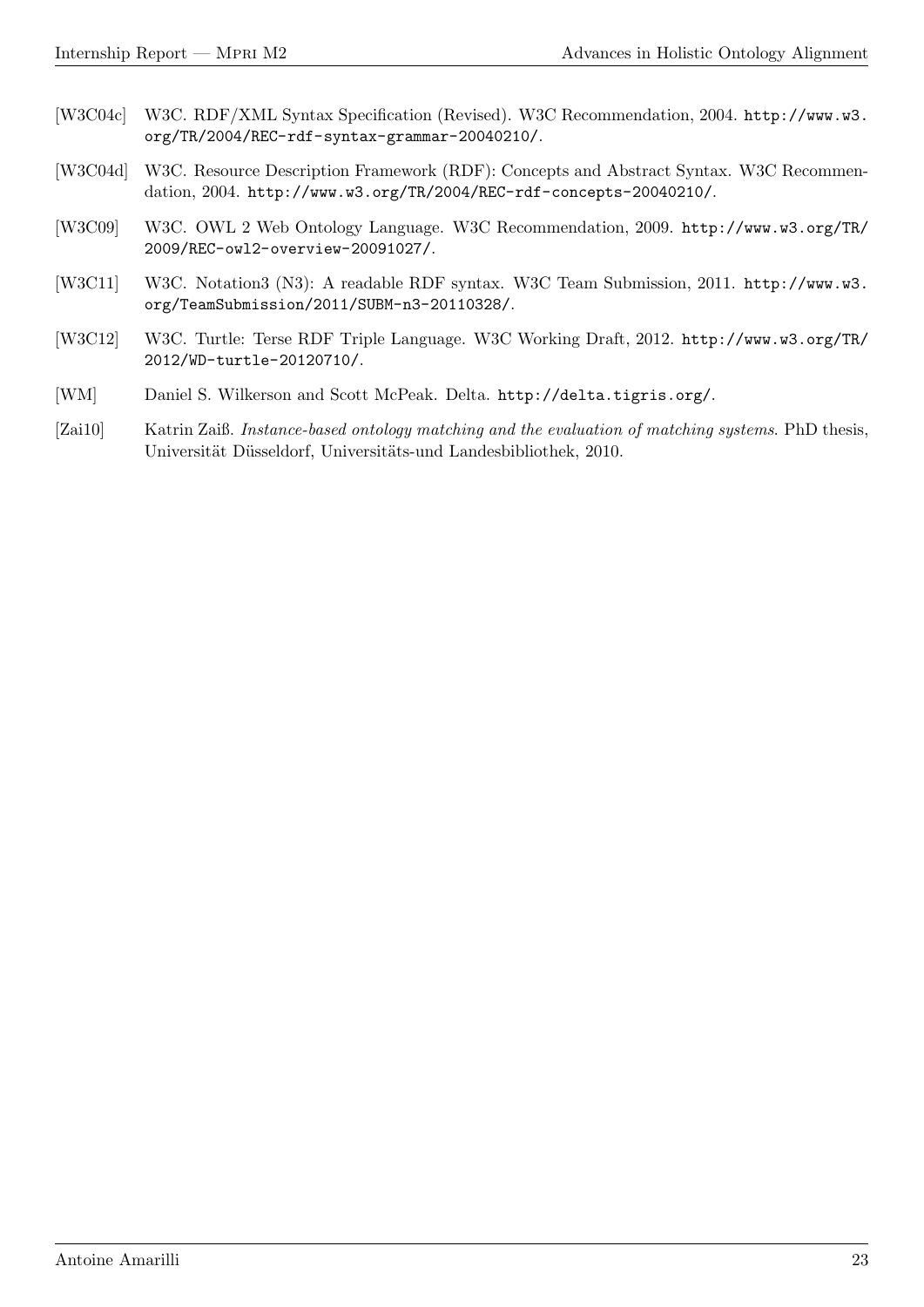[W3C04c] W3C. RDF/XML Syntax Specification (Revised). W3C Recommendation, 2004. `http://www.w3.org/TR/2004/REC-rdf-syntax-grammar-20040210/`.

[W3C04d] W3C. Resource Description Framework (RDF): Concepts and Abstract Syntax. W3C Recommendation, 2004. `http://www.w3.org/TR/2004/REC-rdf-concepts-20040210/`.

[W3C09] W3C. OWL 2 Web Ontology Language. W3C Recommendation, 2009. `http://www.w3.org/TR/2009/REC-owl2-overview-20091027/`.

[W3C11] W3C. Notation3 (N3): A readable RDF syntax. W3C Team Submission, 2011. `http://www.w3.org/TeamSubmission/2011/SUBM-n3-20110328/`.

[W3C12] W3C. Turtle: Terse RDF Triple Language. W3C Working Draft, 2012. `http://www.w3.org/TR/2012/WD-turtle-20120710/`.

[WM] Daniel S. Wilkerson and Scott McPeak. Delta. `http://delta.tigris.org/`.

[Zai10] Katrin Zaiß. *Instance-based ontology matching and the evaluation of matching systems*. PhD thesis, Universität Düsseldorf, Universitäts-und Landesbibliothek, 2010.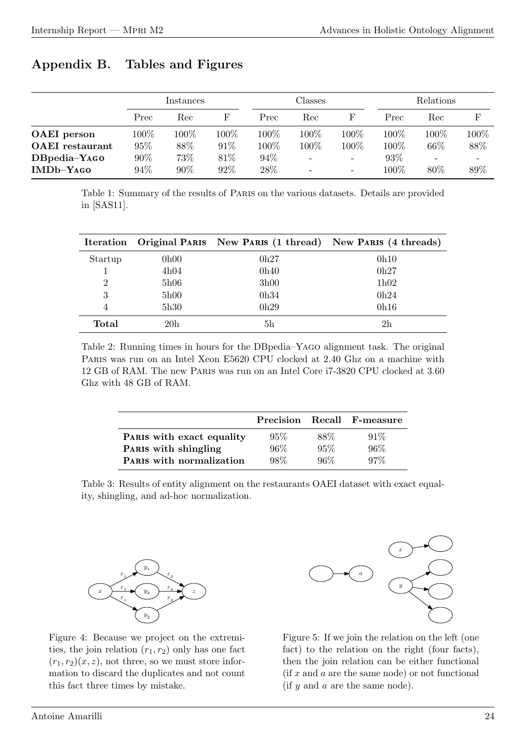## Appendix B. Tables and Figures

| | Instances | | | Classes | | | Relations | | |
|---|---|---|---|---|---|---|---|---|---|
| | Prec | Rec | F | Prec | Rec | F | Prec | Rec | F |
| **OAEI person** | 100% | 100% | 100% | 100% | 100% | 100% | 100% | 100% | 100% |
| **OAEI restaurant** | 95% | 88% | 91% | 100% | 100% | 100% | 100% | 66% | 88% |
| **DBpedia–Yago** | 90% | 73% | 81% | 94% | - | - | 93% | - | - |
| **IMDb–Yago** | 94% | 90% | 92% | 28% | - | - | 100% | 80% | 89% |

Table 1: Summary of the results of Paris on the various datasets. Details are provided in [SAS11].

| Iteration | Original Paris | New Paris (1 thread) | New Paris (4 threads) |
|---|---|---|---|
| Startup | 0h00 | 0h27 | 0h10 |
| 1 | 4h04 | 0h40 | 0h27 |
| 2 | 5h06 | 3h00 | 1h02 |
| 3 | 5h00 | 0h34 | 0h24 |
| 4 | 5h30 | 0h29 | 0h16 |
| **Total** | 20h | 5h | 2h |

Table 2: Running times in hours for the DBpedia–Yago alignment task. The original Paris was run on an Intel Xeon E5620 CPU clocked at 2.40 Ghz on a machine with 12 GB of RAM. The new Paris was run on an Intel Core i7-3820 CPU clocked at 3.60 Ghz with 48 GB of RAM.

| | Precision | Recall | F-measure |
|---|---|---|---|
| **Paris with exact equality** | 95% | 88% | 91% |
| **Paris with shingling** | 96% | 95% | 96% |
| **Paris with normalization** | 98% | 96% | 97% |

Table 3: Results of entity alignment on the restaurants OAEI dataset with exact equality, shingling, and ad-hoc normalization.

Figure 4: Because we project on the extremities, the join relation $(r_1, r_2)$ only has one fact $(r_1, r_2)(x, z)$, not three, so we must store information to discard the duplicates and not count this fact three times by mistake.

Figure 5: If we join the relation on the left (one fact) to the relation on the right (four facts), then the join relation can be either functional (if $x$ and $a$ are the same node) or not functional (if $y$ and $a$ are the same node).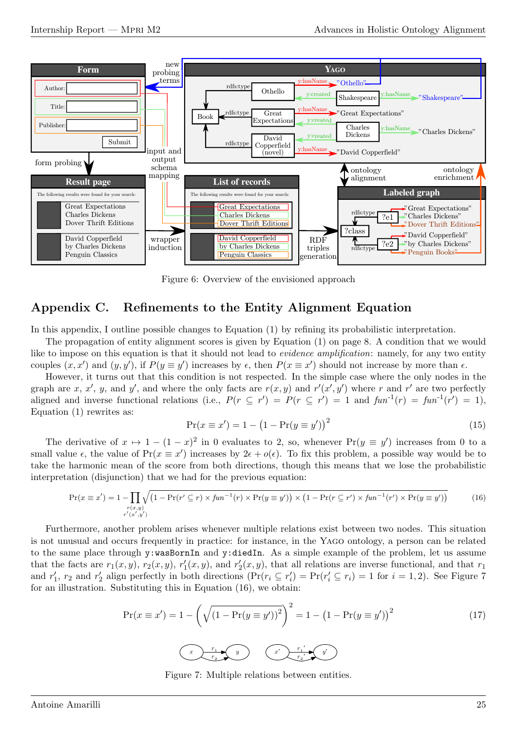Figure 6: Overview of the envisioned approach

# Appendix C. Refinements to the Entity Alignment Equation

In this appendix, I outline possible changes to Equation (1) by refining its probabilistic interpretation.

The propagation of entity alignment scores is given by Equation (1) on page 8. A condition that we would like to impose on this equation is that it should not lead to *evidence amplification*: namely, for any two entity couples $(x, x')$ and $(y, y')$, if $P(y \equiv y')$ increases by $\epsilon$, then $P(x \equiv x')$ should not increase by more than $\epsilon$.

However, it turns out that this condition is not respected. In the simple case where the only nodes in the graph are $x$, $x'$, $y$, and $y'$, and where the only facts are $r(x, y)$ and $r'(x', y')$ where $r$ and $r'$ are two perfectly aligned and inverse functional relations (i.e., $P(r \subseteq r') = P(r \subseteq r') = 1$ and $\mathit{fun}^{-1}(r) = \mathit{fun}^{-1}(r') = 1$), Equation (1) rewrites as:

$$\Pr(x \equiv x') = 1 - \left(1 - \Pr(y \equiv y')\right)^2 \tag{15}$$

The derivative of $x \mapsto 1 - (1 - x)^2$ in 0 evaluates to 2, so, whenever $\Pr(y \equiv y')$ increases from 0 to a small value $\epsilon$, the value of $\Pr(x \equiv x')$ increases by $2\epsilon + o(\epsilon)$. To fix this problem, a possible way would be to take the harmonic mean of the score from both directions, though this means that we lose the probabilistic interpretation (disjunction) that we had for the previous equation:

$$\Pr(x \equiv x') = 1 - \prod_{\substack{r(x,y) \\ r'(x',y')}} \sqrt{(1 - \Pr(r' \subseteq r) \times \mathit{fun}^{-1}(r) \times \Pr(y \equiv y')) \times (1 - \Pr(r \subseteq r') \times \mathit{fun}^{-1}(r') \times \Pr(y \equiv y'))} \tag{16}$$

Furthermore, another problem arises whenever multiple relations exist between two nodes. This situation is not unusual and occurs frequently in practice: for instance, in the YAGO ontology, a person can be related to the same place through `y:wasBornIn` and `y:diedIn`. As a simple example of the problem, let us assume that the facts are $r_1(x, y)$, $r_2(x, y)$, $r'_1(x, y)$, and $r'_2(x, y)$, that all relations are inverse functional, and that $r_1$ and $r'_1$, $r_2$ and $r'_2$ align perfectly in both directions ($\Pr(r_i \subseteq r'_i) = \Pr(r'_i \subseteq r_i) = 1$ for $i = 1, 2$). See Figure 7 for an illustration. Substituting this in Equation (16), we obtain:

$$\Pr(x \equiv x') = 1 - \left(\sqrt{(1 - \Pr(y \equiv y'))^2}\right)^2 = 1 - \left(1 - \Pr(y \equiv y')\right)^2 \tag{17}$$

Figure 7: Multiple relations between entities.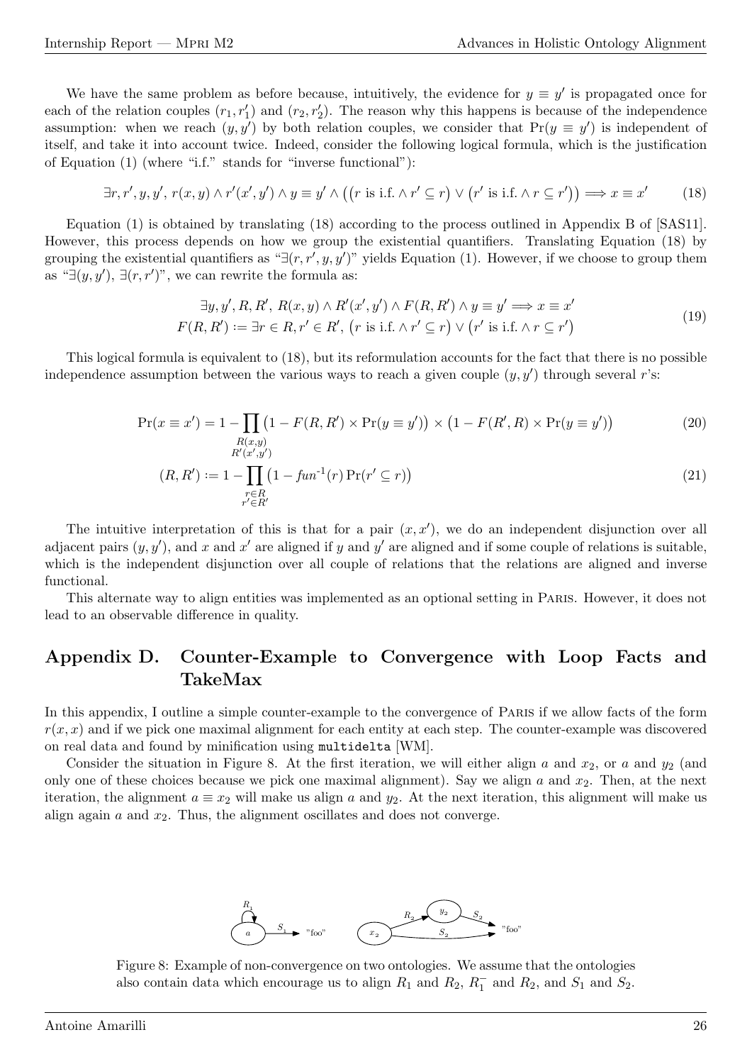We have the same problem as before because, intuitively, the evidence for $y \equiv y'$ is propagated once for each of the relation couples $(r_1, r_1')$ and $(r_2, r_2')$. The reason why this happens is because of the independence assumption: when we reach $(y, y')$ by both relation couples, we consider that $\Pr(y \equiv y')$ is independent of itself, and take it into account twice. Indeed, consider the following logical formula, which is the justification of Equation (1) (where "i.f." stands for "inverse functional"):

$$\exists r, r', y, y',\ r(x, y) \wedge r'(x', y') \wedge y \equiv y' \wedge \big( (r \text{ is i.f.} \wedge r' \subseteq r) \vee (r' \text{ is i.f.} \wedge r \subseteq r') \big) \Longrightarrow x \equiv x' \tag{18}$$

Equation (1) is obtained by translating (18) according to the process outlined in Appendix B of [SAS11]. However, this process depends on how we group the existential quantifiers. Translating Equation (18) by grouping the existential quantifiers as "$\exists(r, r', y, y')$" yields Equation (1). However, if we choose to group them as "$\exists(y, y'), \exists(r, r')$", we can rewrite the formula as:

$$\begin{gathered} \exists y, y', R, R',\ R(x, y) \wedge R'(x', y') \wedge F(R, R') \wedge y \equiv y' \Longrightarrow x \equiv x' \\ F(R, R') := \exists r \in R, r' \in R',\ (r \text{ is i.f.} \wedge r' \subseteq r) \vee (r' \text{ is i.f.} \wedge r \subseteq r') \end{gathered} \tag{19}$$

This logical formula is equivalent to (18), but its reformulation accounts for the fact that there is no possible independence assumption between the various ways to reach a given couple $(y, y')$ through several $r$'s:

$$\Pr(x \equiv x') = 1 - \prod_{\substack{R(x,y) \\ R'(x',y')}} \big(1 - F(R, R') \times \Pr(y \equiv y')\big) \times \big(1 - F(R', R) \times \Pr(y \equiv y')\big) \tag{20}$$

$$(R, R') := 1 - \prod_{\substack{r \in R \\ r' \in R'}} \big(1 - \mathit{fun}^{-1}(r) \Pr(r' \subseteq r)\big) \tag{21}$$

The intuitive interpretation of this is that for a pair $(x, x')$, we do an independent disjunction over all adjacent pairs $(y, y')$, and $x$ and $x'$ are aligned if $y$ and $y'$ are aligned and if some couple of relations is suitable, which is the independent disjunction over all couple of relations that the relations are aligned and inverse functional.

This alternate way to align entities was implemented as an optional setting in Paris. However, it does not lead to an observable difference in quality.

## Appendix D. Counter-Example to Convergence with Loop Facts and TakeMax

In this appendix, I outline a simple counter-example to the convergence of Paris if we allow facts of the form $r(x, x)$ and if we pick one maximal alignment for each entity at each step. The counter-example was discovered on real data and found by minification using `multidelta` [WM].

Consider the situation in Figure 8. At the first iteration, we will either align $a$ and $x_2$, or $a$ and $y_2$ (and only one of these choices because we pick one maximal alignment). Say we align $a$ and $x_2$. Then, at the next iteration, the alignment $a \equiv x_2$ will make us align $a$ and $y_2$. At the next iteration, this alignment will make us align again $a$ and $x_2$. Thus, the alignment oscillates and does not converge.

$R_1$
$a$
$S_1$
"foo"
$x_2$
$R_2$
$y_2$
$S_2$
$S_2$
"foo"

Figure 8: Example of non-convergence on two ontologies. We assume that the ontologies also contain data which encourage us to align $R_1$ and $R_2$, $R_1^-$ and $R_2$, and $S_1$ and $S_2$.